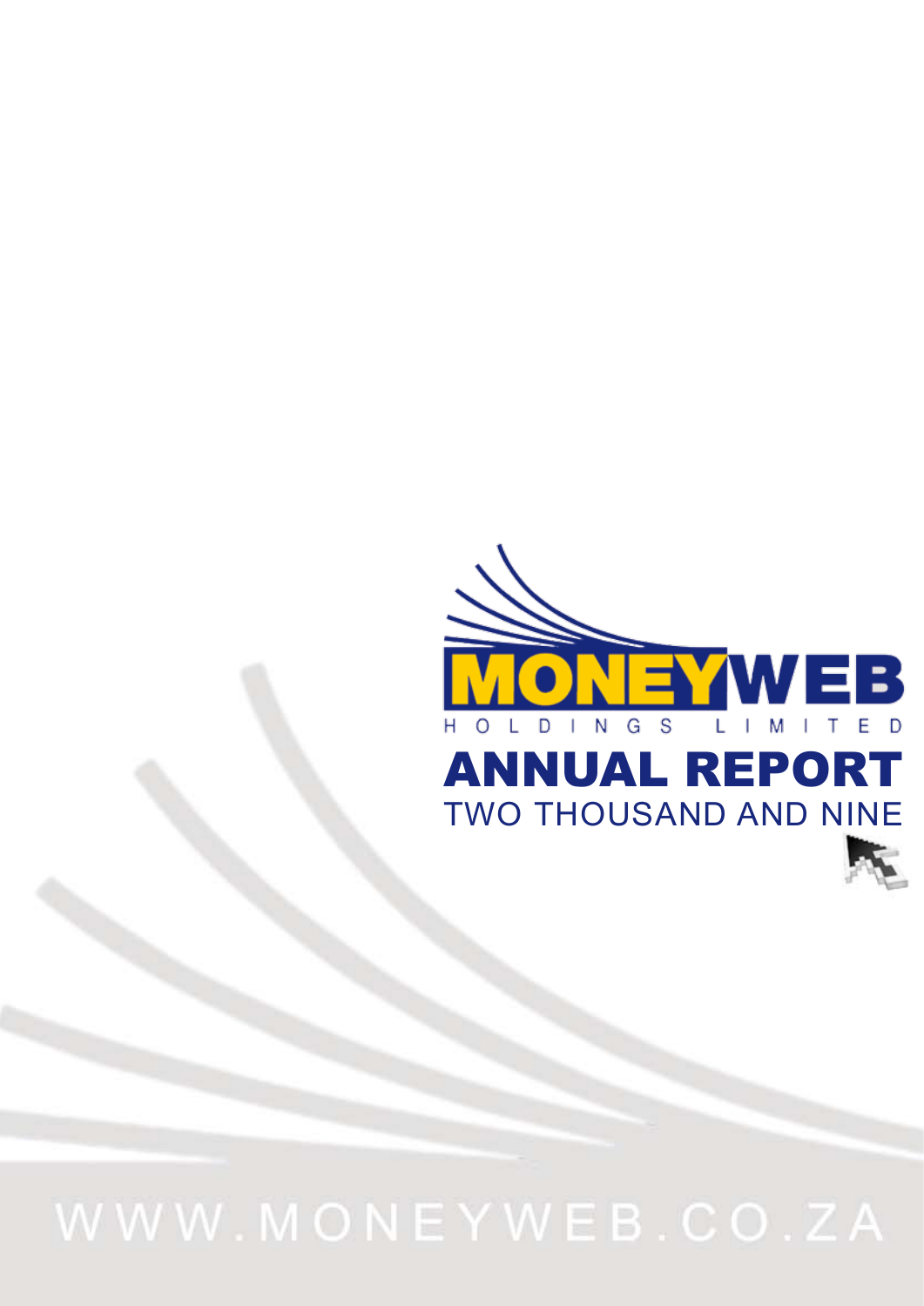# MONEYWEB

HOLDINGS LIMITED

# ANNUAL REPORT

TWO THOUSAND AND NINE

WWW.MONEYWEB.CO.ZA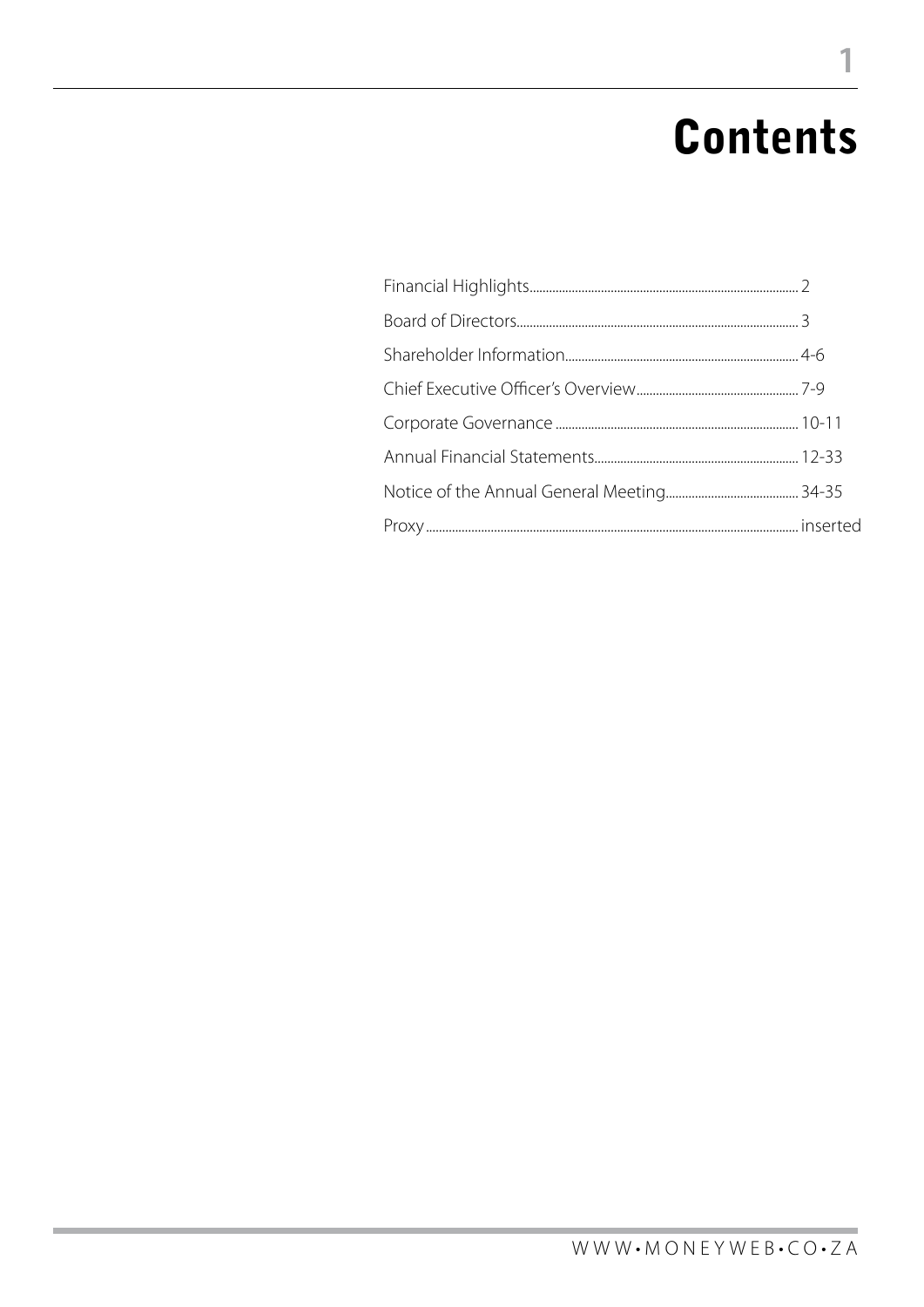# Contents

| | |
|---|---|
| Financial Highlights | 2 |
| Board of Directors | 3 |
| Shareholder Information | 4-6 |
| Chief Executive Officer's Overview | 7-9 |
| Corporate Governance | 10-11 |
| Annual Financial Statements | 12-33 |
| Notice of the Annual General Meeting | 34-35 |
| Proxy | inserted |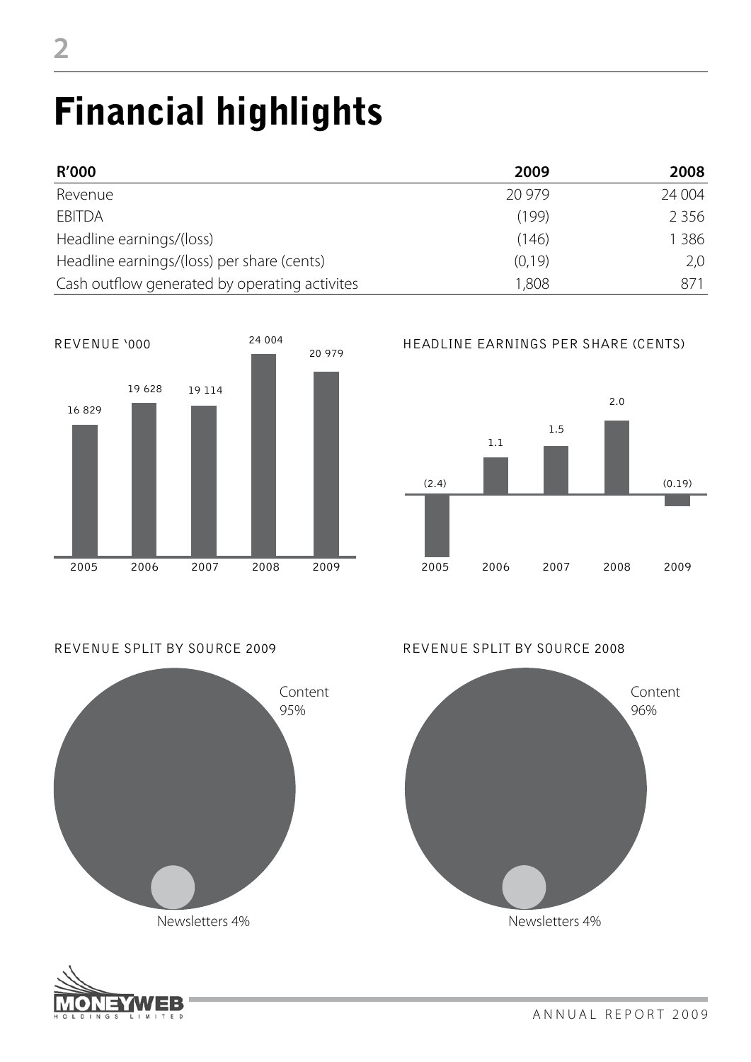# Financial highlights

| R'000 | 2009 | 2008 |
|---|---|---|
| Revenue | 20 979 | 24 004 |
| EBITDA | (199) | 2 356 |
| Headline earnings/(loss) | (146) | 1 386 |
| Headline earnings/(loss) per share (cents) | (0,19) | 2,0 |
| Cash outflow generated by operating activites | 1,808 | 871 |

REVENUE '000

| 2005 | 2006 | 2007 | 2008 | 2009 |
|---|---|---|---|---|
| 16 829 | 19 628 | 19 114 | 24 004 | 20 979 |

HEADLINE EARNINGS PER SHARE (CENTS)

| 2005 | 2006 | 2007 | 2008 | 2009 |
|---|---|---|---|---|
| (2.4) | 1.1 | 1.5 | 2.0 | (0.19) |

REVENUE SPLIT BY SOURCE 2009

Content 95%

Newsletters 4%

REVENUE SPLIT BY SOURCE 2008

Content 96%

Newsletters 4%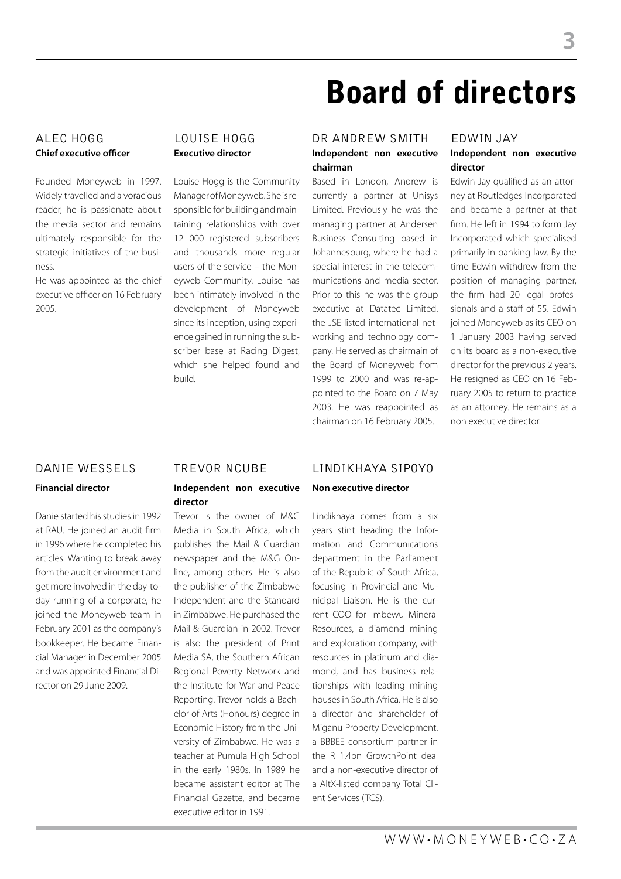# Board of directors

## ALEC HOGG

**Chief executive officer**

Founded Moneyweb in 1997. Widely travelled and a voracious reader, he is passionate about the media sector and remains ultimately responsible for the strategic initiatives of the business.

He was appointed as the chief executive officer on 16 February 2005.

## LOUISE HOGG

**Executive director**

Louise Hogg is the Community Manager of Moneyweb. She is responsible for building and maintaining relationships with over 12 000 registered subscribers and thousands more regular users of the service – the Moneyweb Community. Louise has been intimately involved in the development of Moneyweb since its inception, using experience gained in running the subscriber base at Racing Digest, which she helped found and build.

## DR ANDREW SMITH

**Independent non executive chairman**

Based in London, Andrew is currently a partner at Unisys Limited. Previously he was the managing partner at Andersen Business Consulting based in Johannesburg, where he had a special interest in the telecommunications and media sector. Prior to this he was the group executive at Datatec Limited, the JSE-listed international networking and technology company. He served as chairmain of the Board of Moneyweb from 1999 to 2000 and was re-appointed to the Board on 7 May 2003. He was reappointed as chairman on 16 February 2005.

## EDWIN JAY

**Independent non executive director**

Edwin Jay qualified as an attorney at Routledges Incorporated and became a partner at that firm. He left in 1994 to form Jay Incorporated which specialised primarily in banking law. By the time Edwin withdrew from the position of managing partner, the firm had 20 legal professionals and a staff of 55. Edwin joined Moneyweb as its CEO on 1 January 2003 having served on its board as a non-executive director for the previous 2 years. He resigned as CEO on 16 February 2005 to return to practice as an attorney. He remains as a non executive director.

## DANIE WESSELS

**Financial director**

Danie started his studies in 1992 at RAU. He joined an audit firm in 1996 where he completed his articles. Wanting to break away from the audit environment and get more involved in the day-to-day running of a corporate, he joined the Moneyweb team in February 2001 as the company's bookkeeper. He became Financial Manager in December 2005 and was appointed Financial Director on 29 June 2009.

## TREVOR NCUBE

**Independent non executive director**

Trevor is the owner of M&G Media in South Africa, which publishes the Mail & Guardian newspaper and the M&G Online, among others. He is also the publisher of the Zimbabwe Independent and the Standard in Zimbabwe. He purchased the Mail & Guardian in 2002. Trevor is also the president of Print Media SA, the Southern African Regional Poverty Network and the Institute for War and Peace Reporting. Trevor holds a Bachelor of Arts (Honours) degree in Economic History from the University of Zimbabwe. He was a teacher at Pumula High School in the early 1980s. In 1989 he became assistant editor at The Financial Gazette, and became executive editor in 1991.

## LINDIKHAYA SIPOYO

**Non executive director**

Lindikhaya comes from a six years stint heading the Information and Communications department in the Parliament of the Republic of South Africa, focusing in Provincial and Municipal Liaison. He is the current COO for Imbewu Mineral Resources, a diamond mining and exploration company, with resources in platinum and diamond, and has business relationships with leading mining houses in South Africa. He is also a director and shareholder of Miganu Property Development, a BBBEE consortium partner in the R 1,4bn GrowthPoint deal and a non-executive director of a AltX-listed company Total Client Services (TCS).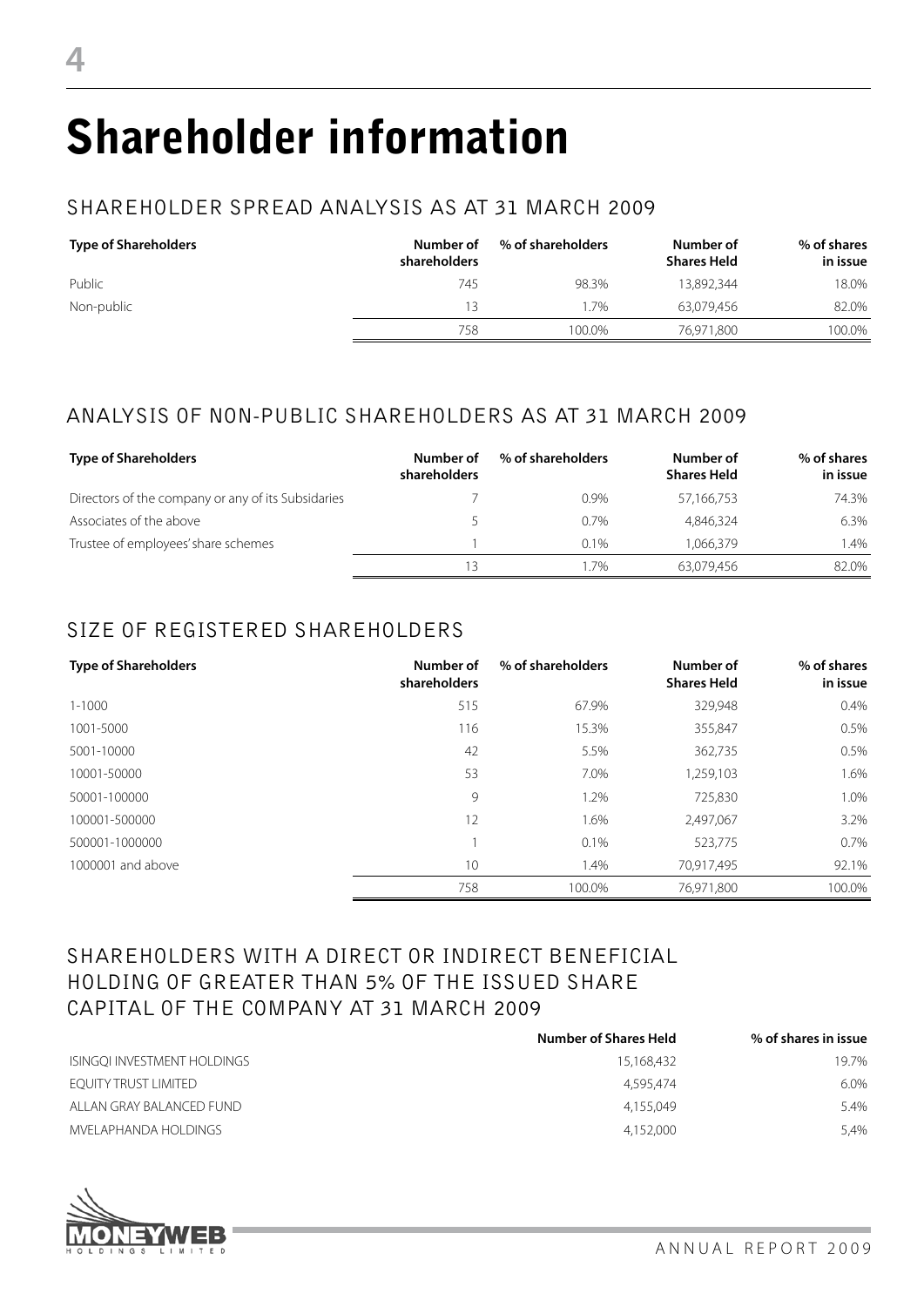# Shareholder information

## SHAREHOLDER SPREAD ANALYSIS AS AT 31 MARCH 2009

| Type of Shareholders | Number of shareholders | % of shareholders | Number of Shares Held | % of shares in issue |
|---|---|---|---|---|
| Public | 745 | 98.3% | 13,892,344 | 18.0% |
| Non-public | 13 | 1.7% | 63,079,456 | 82.0% |
| | 758 | 100.0% | 76,971,800 | 100.0% |

## ANALYSIS OF NON-PUBLIC SHAREHOLDERS AS AT 31 MARCH 2009

| Type of Shareholders | Number of shareholders | % of shareholders | Number of Shares Held | % of shares in issue |
|---|---|---|---|---|
| Directors of the company or any of its Subsidaries | 7 | 0.9% | 57,166,753 | 74.3% |
| Associates of the above | 5 | 0.7% | 4,846,324 | 6.3% |
| Trustee of employees' share schemes | 1 | 0.1% | 1,066,379 | 1.4% |
| | 13 | 1.7% | 63,079,456 | 82.0% |

## SIZE OF REGISTERED SHAREHOLDERS

| Type of Shareholders | Number of shareholders | % of shareholders | Number of Shares Held | % of shares in issue |
|---|---|---|---|---|
| 1-1000 | 515 | 67.9% | 329,948 | 0.4% |
| 1001-5000 | 116 | 15.3% | 355,847 | 0.5% |
| 5001-10000 | 42 | 5.5% | 362,735 | 0.5% |
| 10001-50000 | 53 | 7.0% | 1,259,103 | 1.6% |
| 50001-100000 | 9 | 1.2% | 725,830 | 1.0% |
| 100001-500000 | 12 | 1.6% | 2,497,067 | 3.2% |
| 500001-1000000 | 1 | 0.1% | 523,775 | 0.7% |
| 1000001 and above | 10 | 1.4% | 70,917,495 | 92.1% |
| | 758 | 100.0% | 76,971,800 | 100.0% |

## SHAREHOLDERS WITH A DIRECT OR INDIRECT BENEFICIAL HOLDING OF GREATER THAN 5% OF THE ISSUED SHARE CAPITAL OF THE COMPANY AT 31 MARCH 2009

| | Number of Shares Held | % of shares in issue |
|---|---|---|
| ISINGQI INVESTMENT HOLDINGS | 15,168,432 | 19.7% |
| EQUITY TRUST LIMITED | 4,595,474 | 6.0% |
| ALLAN GRAY BALANCED FUND | 4,155,049 | 5.4% |
| MVELAPHANDA HOLDINGS | 4,152,000 | 5,4% |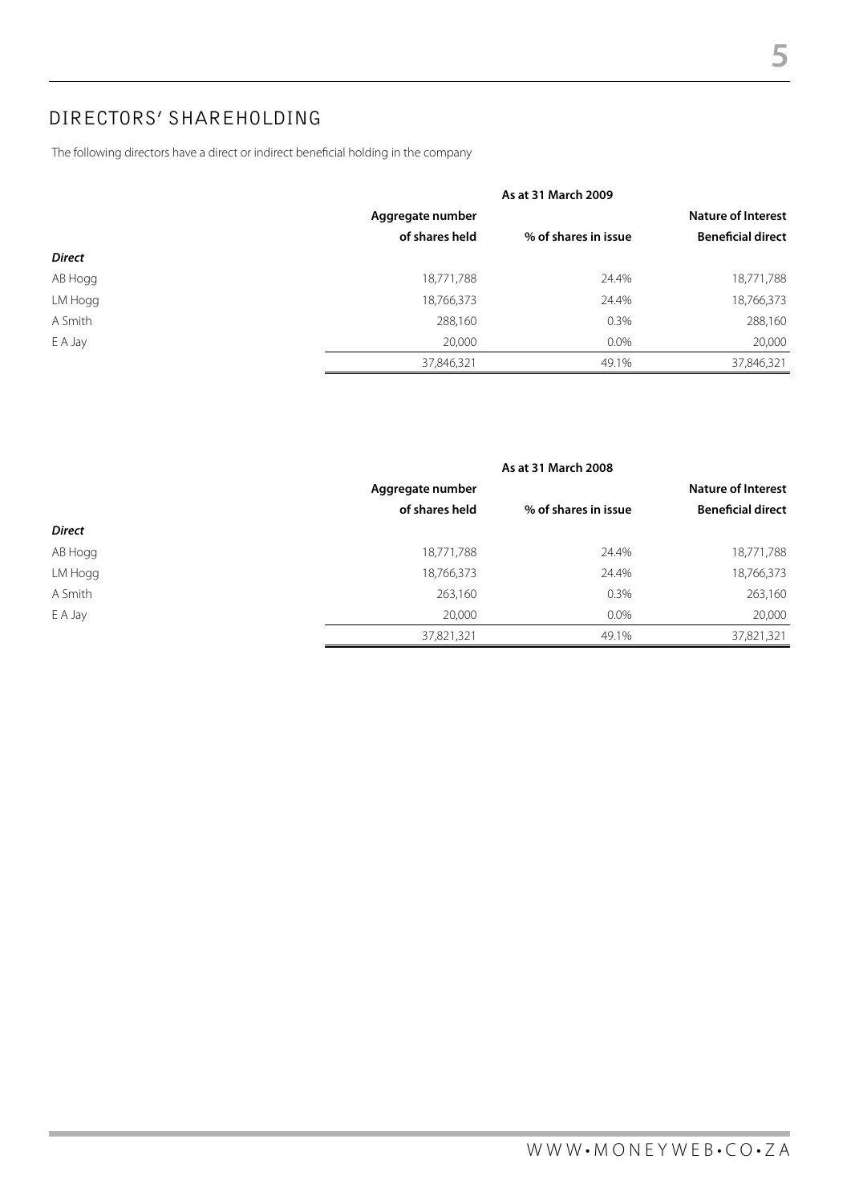## DIRECTORS' SHAREHOLDING

The following directors have a direct or indirect beneficial holding in the company

| | As at 31 March 2009 | | |
|---|---|---|---|
| | Aggregate number of shares held | % of shares in issue | Nature of Interest Beneficial direct |
| ***Direct*** | | | |
| AB Hogg | 18,771,788 | 24.4% | 18,771,788 |
| LM Hogg | 18,766,373 | 24.4% | 18,766,373 |
| A Smith | 288,160 | 0.3% | 288,160 |
| E A Jay | 20,000 | 0.0% | 20,000 |
| | 37,846,321 | 49.1% | 37,846,321 |

| | As at 31 March 2008 | | |
|---|---|---|---|
| | Aggregate number of shares held | % of shares in issue | Nature of Interest Beneficial direct |
| ***Direct*** | | | |
| AB Hogg | 18,771,788 | 24.4% | 18,771,788 |
| LM Hogg | 18,766,373 | 24.4% | 18,766,373 |
| A Smith | 263,160 | 0.3% | 263,160 |
| E A Jay | 20,000 | 0.0% | 20,000 |
| | 37,821,321 | 49.1% | 37,821,321 |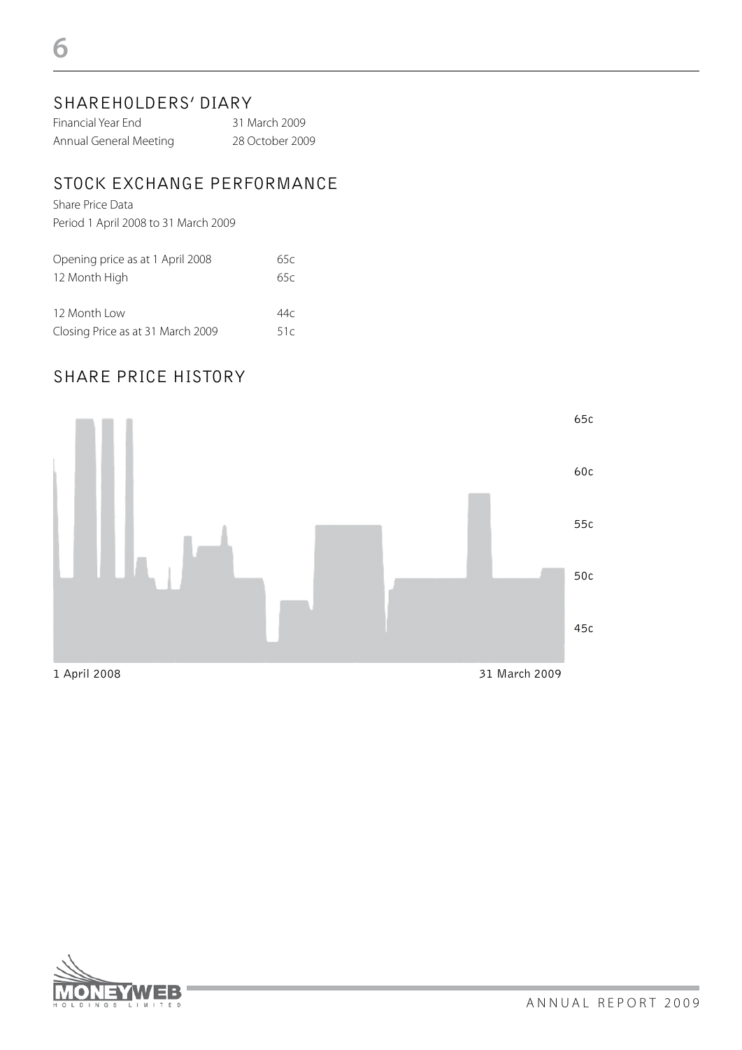## SHAREHOLDERS' DIARY

| | |
|---|---|
| Financial Year End | 31 March 2009 |
| Annual General Meeting | 28 October 2009 |

## STOCK EXCHANGE PERFORMANCE

Share Price Data

Period 1 April 2008 to 31 March 2009

| | |
|---|---|
| Opening price as at 1 April 2008 | 65c |
| 12 Month High | 65c |
| 12 Month Low | 44c |
| Closing Price as at 31 March 2009 | 51c |

## SHARE PRICE HISTORY

65c

60c

55c

50c

45c

1 April 2008 31 March 2009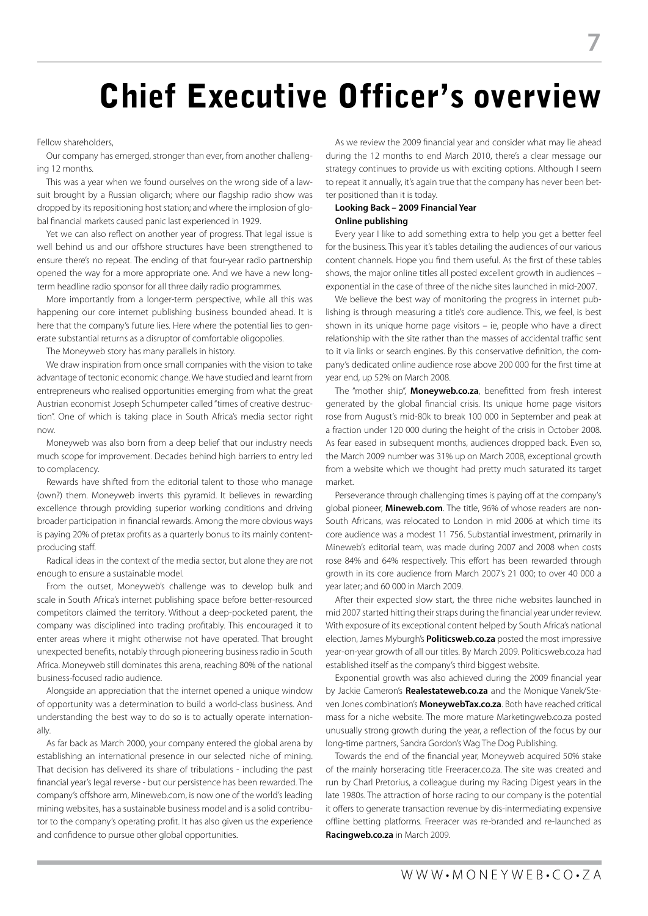# Chief Executive Officer's overview

Fellow shareholders,

Our company has emerged, stronger than ever, from another challenging 12 months.

This was a year when we found ourselves on the wrong side of a lawsuit brought by a Russian oligarch; where our flagship radio show was dropped by its repositioning host station; and where the implosion of global financial markets caused panic last experienced in 1929.

Yet we can also reflect on another year of progress. That legal issue is well behind us and our offshore structures have been strengthened to ensure there's no repeat. The ending of that four-year radio partnership opened the way for a more appropriate one. And we have a new long-term headline radio sponsor for all three daily radio programmes.

More importantly from a longer-term perspective, while all this was happening our core internet publishing business bounded ahead. It is here that the company's future lies. Here where the potential lies to generate substantial returns as a disruptor of comfortable oligopolies.

The Moneyweb story has many parallels in history.

We draw inspiration from once small companies with the vision to take advantage of tectonic economic change. We have studied and learnt from entrepreneurs who realised opportunities emerging from what the great Austrian economist Joseph Schumpeter called "times of creative destruction". One of which is taking place in South Africa's media sector right now.

Moneyweb was also born from a deep belief that our industry needs much scope for improvement. Decades behind high barriers to entry led to complacency.

Rewards have shifted from the editorial talent to those who manage (own?) them. Moneyweb inverts this pyramid. It believes in rewarding excellence through providing superior working conditions and driving broader participation in financial rewards. Among the more obvious ways is paying 20% of pretax profits as a quarterly bonus to its mainly content-producing staff.

Radical ideas in the context of the media sector, but alone they are not enough to ensure a sustainable model.

From the outset, Moneyweb's challenge was to develop bulk and scale in South Africa's internet publishing space before better-resourced competitors claimed the territory. Without a deep-pocketed parent, the company was disciplined into trading profitably. This encouraged it to enter areas where it might otherwise not have operated. That brought unexpected benefits, notably through pioneering business radio in South Africa. Moneyweb still dominates this arena, reaching 80% of the national business-focused radio audience.

Alongside an appreciation that the internet opened a unique window of opportunity was a determination to build a world-class business. And understanding the best way to do so is to actually operate internationally.

As far back as March 2000, your company entered the global arena by establishing an international presence in our selected niche of mining. That decision has delivered its share of tribulations - including the past financial year's legal reverse - but our persistence has been rewarded. The company's offshore arm, Mineweb.com, is now one of the world's leading mining websites, has a sustainable business model and is a solid contributor to the company's operating profit. It has also given us the experience and confidence to pursue other global opportunities.

As we review the 2009 financial year and consider what may lie ahead during the 12 months to end March 2010, there's a clear message our strategy continues to provide us with exciting options. Although I seem to repeat it annually, it's again true that the company has never been better positioned than it is today.

**Looking Back – 2009 Financial Year**

**Online publishing**

Every year I like to add something extra to help you get a better feel for the business. This year it's tables detailing the audiences of our various content channels. Hope you find them useful. As the first of these tables shows, the major online titles all posted excellent growth in audiences – exponential in the case of three of the niche sites launched in mid-2007.

We believe the best way of monitoring the progress in internet publishing is through measuring a title's core audience. This, we feel, is best shown in its unique home page visitors – ie, people who have a direct relationship with the site rather than the masses of accidental traffic sent to it via links or search engines. By this conservative definition, the company's dedicated online audience rose above 200 000 for the first time at year end, up 52% on March 2008.

The "mother ship", **Moneyweb.co.za**, benefitted from fresh interest generated by the global financial crisis. Its unique home page visitors rose from August's mid-80k to break 100 000 in September and peak at a fraction under 120 000 during the height of the crisis in October 2008. As fear eased in subsequent months, audiences dropped back. Even so, the March 2009 number was 31% up on March 2008, exceptional growth from a website which we thought had pretty much saturated its target market.

Perseverance through challenging times is paying off at the company's global pioneer, **Mineweb.com**. The title, 96% of whose readers are non-South Africans, was relocated to London in mid 2006 at which time its core audience was a modest 11 756. Substantial investment, primarily in Mineweb's editorial team, was made during 2007 and 2008 when costs rose 84% and 64% respectively. This effort has been rewarded through growth in its core audience from March 2007's 21 000; to over 40 000 a year later; and 60 000 in March 2009.

After their expected slow start, the three niche websites launched in mid 2007 started hitting their straps during the financial year under review. With exposure of its exceptional content helped by South Africa's national election, James Myburgh's **Politicsweb.co.za** posted the most impressive year-on-year growth of all our titles. By March 2009. Politicsweb.co.za had established itself as the company's third biggest website.

Exponential growth was also achieved during the 2009 financial year by Jackie Cameron's **Realestateweb.co.za** and the Monique Vanek/Steven Jones combination's **MoneywebTax.co.za**. Both have reached critical mass for a niche website. The more mature Marketingweb.co.za posted unusually strong growth during the year, a reflection of the focus by our long-time partners, Sandra Gordon's Wag The Dog Publishing.

Towards the end of the financial year, Moneyweb acquired 50% stake of the mainly horseracing title Freeracer.co.za. The site was created and run by Charl Pretorius, a colleague during my Racing Digest years in the late 1980s. The attraction of horse racing to our company is the potential it offers to generate transaction revenue by dis-intermediating expensive offline betting platforms. Freeracer was re-branded and re-launched as **Racingweb.co.za** in March 2009.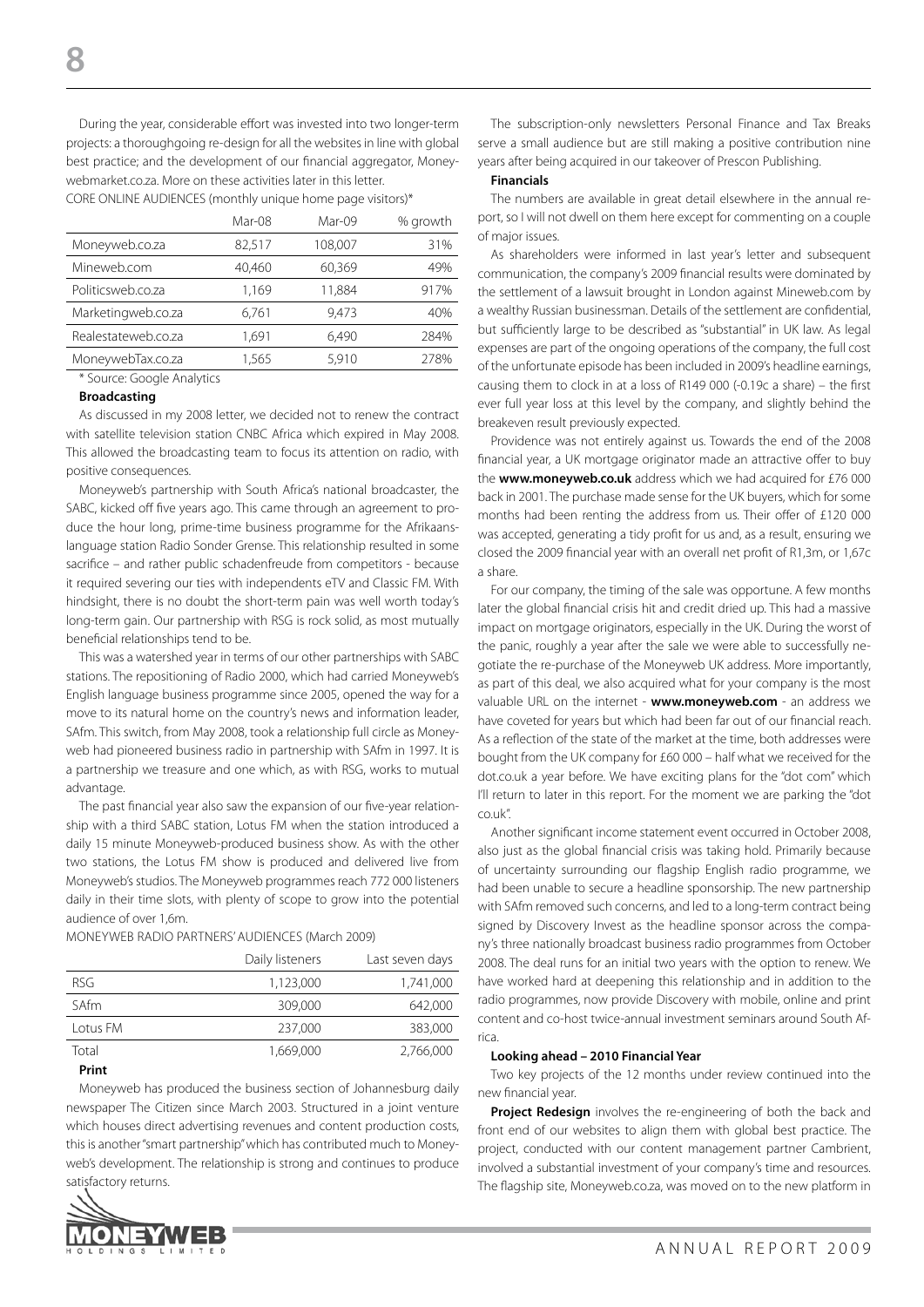During the year, considerable effort was invested into two longer-term projects: a thoroughgoing re-design for all the websites in line with global best practice; and the development of our financial aggregator, Moneywebmarket.co.za. More on these activities later in this letter.

CORE ONLINE AUDIENCES (monthly unique home page visitors)*

| | Mar-08 | Mar-09 | % growth |
|---|---|---|---|
| Moneyweb.co.za | 82,517 | 108,007 | 31% |
| Mineweb.com | 40,460 | 60,369 | 49% |
| Politicsweb.co.za | 1,169 | 11,884 | 917% |
| Marketingweb.co.za | 6,761 | 9,473 | 40% |
| Realestateweb.co.za | 1,691 | 6,490 | 284% |
| MoneywebTax.co.za | 1,565 | 5,910 | 278% |

\* Source: Google Analytics

**Broadcasting**

As discussed in my 2008 letter, we decided not to renew the contract with satellite television station CNBC Africa which expired in May 2008. This allowed the broadcasting team to focus its attention on radio, with positive consequences.

Moneyweb's partnership with South Africa's national broadcaster, the SABC, kicked off five years ago. This came through an agreement to produce the hour long, prime-time business programme for the Afrikaans-language station Radio Sonder Grense. This relationship resulted in some sacrifice – and rather public schadenfreude from competitors - because it required severing our ties with independents eTV and Classic FM. With hindsight, there is no doubt the short-term pain was well worth today's long-term gain. Our partnership with RSG is rock solid, as most mutually beneficial relationships tend to be.

This was a watershed year in terms of our other partnerships with SABC stations. The repositioning of Radio 2000, which had carried Moneyweb's English language business programme since 2005, opened the way for a move to its natural home on the country's news and information leader, SAfm. This switch, from May 2008, took a relationship full circle as Moneyweb had pioneered business radio in partnership with SAfm in 1997. It is a partnership we treasure and one which, as with RSG, works to mutual advantage.

The past financial year also saw the expansion of our five-year relationship with a third SABC station, Lotus FM when the station introduced a daily 15 minute Moneyweb-produced business show. As with the other two stations, the Lotus FM show is produced and delivered live from Moneyweb's studios. The Moneyweb programmes reach 772 000 listeners daily in their time slots, with plenty of scope to grow into the potential audience of over 1,6m.

MONEYWEB RADIO PARTNERS' AUDIENCES (March 2009)

| | Daily listeners | Last seven days |
|---|---|---|
| RSG | 1,123,000 | 1,741,000 |
| SAfm | 309,000 | 642,000 |
| Lotus FM | 237,000 | 383,000 |
| Total | 1,669,000 | 2,766,000 |

**Print**

Moneyweb has produced the business section of Johannesburg daily newspaper The Citizen since March 2003. Structured in a joint venture which houses direct advertising revenues and content production costs, this is another "smart partnership" which has contributed much to Moneyweb's development. The relationship is strong and continues to produce satisfactory returns.

The subscription-only newsletters Personal Finance and Tax Breaks serve a small audience but are still making a positive contribution nine years after being acquired in our takeover of Prescon Publishing.

**Financials**

The numbers are available in great detail elsewhere in the annual report, so I will not dwell on them here except for commenting on a couple of major issues.

As shareholders were informed in last year's letter and subsequent communication, the company's 2009 financial results were dominated by the settlement of a lawsuit brought in London against Mineweb.com by a wealthy Russian businessman. Details of the settlement are confidential, but sufficiently large to be described as "substantial" in UK law. As legal expenses are part of the ongoing operations of the company, the full cost of the unfortunate episode has been included in 2009's headline earnings, causing them to clock in at a loss of R149 000 (-0.19c a share) – the first ever full year loss at this level by the company, and slightly behind the breakeven result previously expected.

Providence was not entirely against us. Towards the end of the 2008 financial year, a UK mortgage originator made an attractive offer to buy the **www.moneyweb.co.uk** address which we had acquired for £76 000 back in 2001. The purchase made sense for the UK buyers, which for some months had been renting the address from us. Their offer of £120 000 was accepted, generating a tidy profit for us and, as a result, ensuring we closed the 2009 financial year with an overall net profit of R1,3m, or 1,67c a share.

For our company, the timing of the sale was opportune. A few months later the global financial crisis hit and credit dried up. This had a massive impact on mortgage originators, especially in the UK. During the worst of the panic, roughly a year after the sale we were able to successfully negotiate the re-purchase of the Moneyweb UK address. More importantly, as part of this deal, we also acquired what for your company is the most valuable URL on the internet - **www.moneyweb.com** - an address we have coveted for years but which had been far out of our financial reach. As a reflection of the state of the market at the time, both addresses were bought from the UK company for £60 000 – half what we received for the dot.co.uk a year before. We have exciting plans for the "dot com" which I'll return to later in this report. For the moment we are parking the "dot co.uk".

Another significant income statement event occurred in October 2008, also just as the global financial crisis was taking hold. Primarily because of uncertainty surrounding our flagship English radio programme, we had been unable to secure a headline sponsorship. The new partnership with SAfm removed such concerns, and led to a long-term contract being signed by Discovery Invest as the headline sponsor across the company's three nationally broadcast business radio programmes from October 2008. The deal runs for an initial two years with the option to renew. We have worked hard at deepening this relationship and in addition to the radio programmes, now provide Discovery with mobile, online and print content and co-host twice-annual investment seminars around South Africa.

**Looking ahead – 2010 Financial Year**

Two key projects of the 12 months under review continued into the new financial year.

**Project Redesign** involves the re-engineering of both the back and front end of our websites to align them with global best practice. The project, conducted with our content management partner Cambrient, involved a substantial investment of your company's time and resources. The flagship site, Moneyweb.co.za, was moved on to the new platform in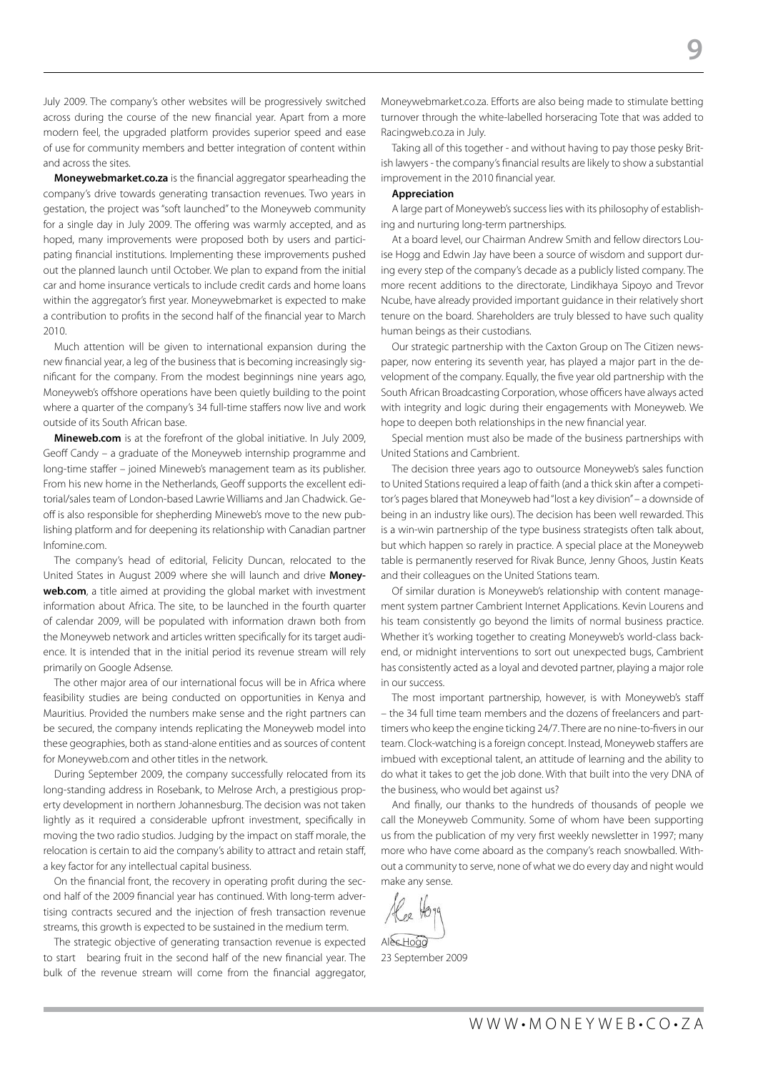July 2009. The company's other websites will be progressively switched across during the course of the new financial year. Apart from a more modern feel, the upgraded platform provides superior speed and ease of use for community members and better integration of content within and across the sites.

**Moneywebmarket.co.za** is the financial aggregator spearheading the company's drive towards generating transaction revenues. Two years in gestation, the project was "soft launched" to the Moneyweb community for a single day in July 2009. The offering was warmly accepted, and as hoped, many improvements were proposed both by users and participating financial institutions. Implementing these improvements pushed out the planned launch until October. We plan to expand from the initial car and home insurance verticals to include credit cards and home loans within the aggregator's first year. Moneywebmarket is expected to make a contribution to profits in the second half of the financial year to March 2010.

Much attention will be given to international expansion during the new financial year, a leg of the business that is becoming increasingly significant for the company. From the modest beginnings nine years ago, Moneyweb's offshore operations have been quietly building to the point where a quarter of the company's 34 full-time staffers now live and work outside of its South African base.

**Mineweb.com** is at the forefront of the global initiative. In July 2009, Geoff Candy – a graduate of the Moneyweb internship programme and long-time staffer – joined Mineweb's management team as its publisher. From his new home in the Netherlands, Geoff supports the excellent editorial/sales team of London-based Lawrie Williams and Jan Chadwick. Geoff is also responsible for shepherding Mineweb's move to the new publishing platform and for deepening its relationship with Canadian partner Infomine.com.

The company's head of editorial, Felicity Duncan, relocated to the United States in August 2009 where she will launch and drive **Moneyweb.com**, a title aimed at providing the global market with investment information about Africa. The site, to be launched in the fourth quarter of calendar 2009, will be populated with information drawn both from the Moneyweb network and articles written specifically for its target audience. It is intended that in the initial period its revenue stream will rely primarily on Google Adsense.

The other major area of our international focus will be in Africa where feasibility studies are being conducted on opportunities in Kenya and Mauritius. Provided the numbers make sense and the right partners can be secured, the company intends replicating the Moneyweb model into these geographies, both as stand-alone entities and as sources of content for Moneyweb.com and other titles in the network.

During September 2009, the company successfully relocated from its long-standing address in Rosebank, to Melrose Arch, a prestigious property development in northern Johannesburg. The decision was not taken lightly as it required a considerable upfront investment, specifically in moving the two radio studios. Judging by the impact on staff morale, the relocation is certain to aid the company's ability to attract and retain staff, a key factor for any intellectual capital business.

On the financial front, the recovery in operating profit during the second half of the 2009 financial year has continued. With long-term advertising contracts secured and the injection of fresh transaction revenue streams, this growth is expected to be sustained in the medium term.

The strategic objective of generating transaction revenue is expected to start bearing fruit in the second half of the new financial year. The bulk of the revenue stream will come from the financial aggregator, Moneywebmarket.co.za. Efforts are also being made to stimulate betting turnover through the white-labelled horseracing Tote that was added to Racingweb.co.za in July.

Taking all of this together - and without having to pay those pesky British lawyers - the company's financial results are likely to show a substantial improvement in the 2010 financial year.

**Appreciation**

A large part of Moneyweb's success lies with its philosophy of establishing and nurturing long-term partnerships.

At a board level, our Chairman Andrew Smith and fellow directors Louise Hogg and Edwin Jay have been a source of wisdom and support during every step of the company's decade as a publicly listed company. The more recent additions to the directorate, Lindikhaya Sipoyo and Trevor Ncube, have already provided important guidance in their relatively short tenure on the board. Shareholders are truly blessed to have such quality human beings as their custodians.

Our strategic partnership with the Caxton Group on The Citizen newspaper, now entering its seventh year, has played a major part in the development of the company. Equally, the five year old partnership with the South African Broadcasting Corporation, whose officers have always acted with integrity and logic during their engagements with Moneyweb. We hope to deepen both relationships in the new financial year.

Special mention must also be made of the business partnerships with United Stations and Cambrient.

The decision three years ago to outsource Moneyweb's sales function to United Stations required a leap of faith (and a thick skin after a competitor's pages blared that Moneyweb had "lost a key division" – a downside of being in an industry like ours). The decision has been well rewarded. This is a win-win partnership of the type business strategists often talk about, but which happen so rarely in practice. A special place at the Moneyweb table is permanently reserved for Rivak Bunce, Jenny Ghoos, Justin Keats and their colleagues on the United Stations team.

Of similar duration is Moneyweb's relationship with content management system partner Cambrient Internet Applications. Kevin Lourens and his team consistently go beyond the limits of normal business practice. Whether it's working together to creating Moneyweb's world-class backend, or midnight interventions to sort out unexpected bugs, Cambrient has consistently acted as a loyal and devoted partner, playing a major role in our success.

The most important partnership, however, is with Moneyweb's staff – the 34 full time team members and the dozens of freelancers and part-timers who keep the engine ticking 24/7. There are no nine-to-fivers in our team. Clock-watching is a foreign concept. Instead, Moneyweb staffers are imbued with exceptional talent, an attitude of learning and the ability to do what it takes to get the job done. With that built into the very DNA of the business, who would bet against us?

And finally, our thanks to the hundreds of thousands of people we call the Moneyweb Community. Some of whom have been supporting us from the publication of my very first weekly newsletter in 1997; many more who have come aboard as the company's reach snowballed. Without a community to serve, none of what we do every day and night would make any sense.

Alec Hogg
23 September 2009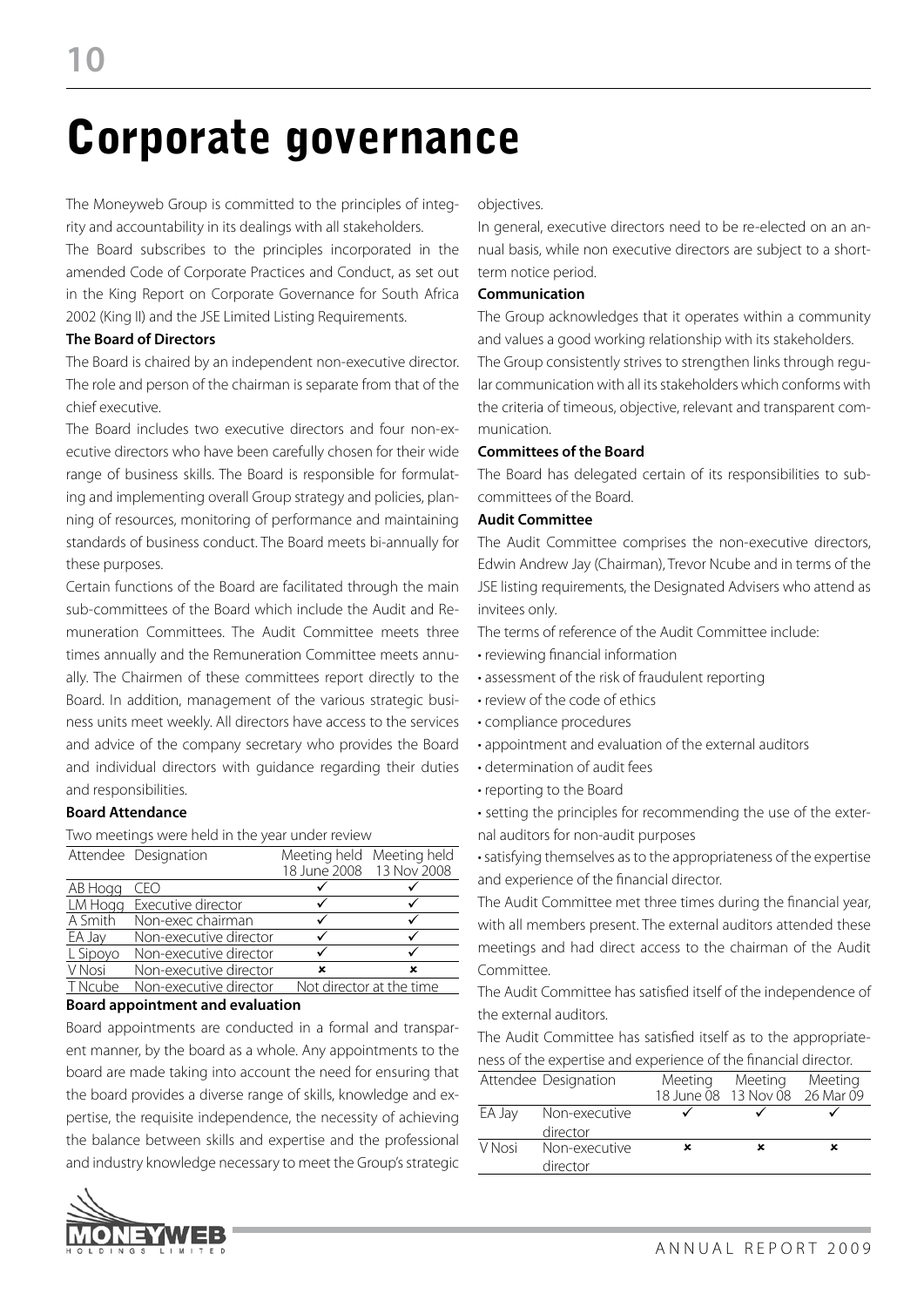# Corporate governance

The Moneyweb Group is committed to the principles of integrity and accountability in its dealings with all stakeholders.

The Board subscribes to the principles incorporated in the amended Code of Corporate Practices and Conduct, as set out in the King Report on Corporate Governance for South Africa 2002 (King II) and the JSE Limited Listing Requirements.

**The Board of Directors**

The Board is chaired by an independent non-executive director. The role and person of the chairman is separate from that of the chief executive.

The Board includes two executive directors and four non-executive directors who have been carefully chosen for their wide range of business skills. The Board is responsible for formulating and implementing overall Group strategy and policies, planning of resources, monitoring of performance and maintaining standards of business conduct. The Board meets bi-annually for these purposes.

Certain functions of the Board are facilitated through the main sub-committees of the Board which include the Audit and Remuneration Committees. The Audit Committee meets three times annually and the Remuneration Committee meets annually. The Chairmen of these committees report directly to the Board. In addition, management of the various strategic business units meet weekly. All directors have access to the services and advice of the company secretary who provides the Board and individual directors with guidance regarding their duties and responsibilities.

**Board Attendance**

Two meetings were held in the year under review

| Attendee | Designation | Meeting held 18 June 2008 | Meeting held 13 Nov 2008 |
|---|---|---|---|
| AB Hogg | CEO | ✓ | ✓ |
| LM Hogg | Executive director | ✓ | ✓ |
| A Smith | Non-exec chairman | ✓ | ✓ |
| EA Jay | Non-executive director | ✓ | ✓ |
| L Sipoyo | Non-executive director | ✓ | ✓ |
| V Nosi | Non-executive director | ✗ | ✗ |
| T Ncube | Non-executive director | Not director at the time | |

**Board appointment and evaluation**

Board appointments are conducted in a formal and transparent manner, by the board as a whole. Any appointments to the board are made taking into account the need for ensuring that the board provides a diverse range of skills, knowledge and expertise, the requisite independence, the necessity of achieving the balance between skills and expertise and the professional and industry knowledge necessary to meet the Group's strategic objectives.

In general, executive directors need to be re-elected on an annual basis, while non executive directors are subject to a short-term notice period.

**Communication**

The Group acknowledges that it operates within a community and values a good working relationship with its stakeholders.

The Group consistently strives to strengthen links through regular communication with all its stakeholders which conforms with the criteria of timeous, objective, relevant and transparent communication.

**Committees of the Board**

The Board has delegated certain of its responsibilities to sub-committees of the Board.

**Audit Committee**

The Audit Committee comprises the non-executive directors, Edwin Andrew Jay (Chairman), Trevor Ncube and in terms of the JSE listing requirements, the Designated Advisers who attend as invitees only.

The terms of reference of the Audit Committee include:

- reviewing financial information
- assessment of the risk of fraudulent reporting
- review of the code of ethics
- compliance procedures
- appointment and evaluation of the external auditors
- determination of audit fees
- reporting to the Board
- setting the principles for recommending the use of the external auditors for non-audit purposes
- satisfying themselves as to the appropriateness of the expertise and experience of the financial director.

The Audit Committee met three times during the financial year, with all members present. The external auditors attended these meetings and had direct access to the chairman of the Audit Committee.

The Audit Committee has satisfied itself of the independence of the external auditors.

The Audit Committee has satisfied itself as to the appropriateness of the expertise and experience of the financial director.

| Attendee | Designation | Meeting 18 June 08 | Meeting 13 Nov 08 | Meeting 26 Mar 09 |
|---|---|---|---|---|
| EA Jay | Non-executive director | ✓ | ✓ | ✓ |
| V Nosi | Non-executive director | ✗ | ✗ | ✗ |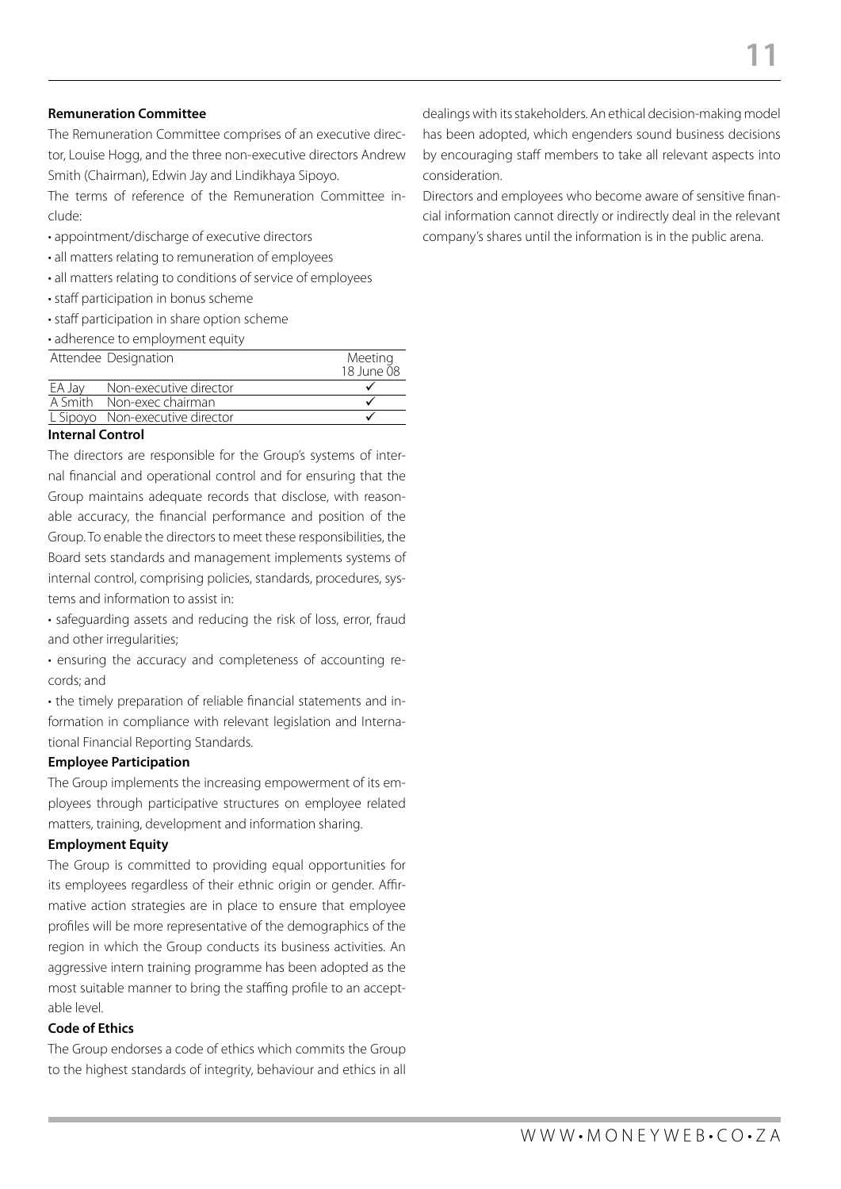**Remuneration Committee**

The Remuneration Committee comprises of an executive director, Louise Hogg, and the three non-executive directors Andrew Smith (Chairman), Edwin Jay and Lindikhaya Sipoyo.

The terms of reference of the Remuneration Committee include:

- appointment/discharge of executive directors
- all matters relating to remuneration of employees
- all matters relating to conditions of service of employees
- staff participation in bonus scheme
- staff participation in share option scheme
- adherence to employment equity

| Attendee | Designation | Meeting 18 June 08 |
|---|---|---|
| EA Jay | Non-executive director | ✓ |
| A Smith | Non-exec chairman | ✓ |
| L Sipoyo | Non-executive director | ✓ |

**Internal Control**

The directors are responsible for the Group's systems of internal financial and operational control and for ensuring that the Group maintains adequate records that disclose, with reasonable accuracy, the financial performance and position of the Group. To enable the directors to meet these responsibilities, the Board sets standards and management implements systems of internal control, comprising policies, standards, procedures, systems and information to assist in:

- safeguarding assets and reducing the risk of loss, error, fraud and other irregularities;
- ensuring the accuracy and completeness of accounting records; and
- the timely preparation of reliable financial statements and information in compliance with relevant legislation and International Financial Reporting Standards.

**Employee Participation**

The Group implements the increasing empowerment of its employees through participative structures on employee related matters, training, development and information sharing.

**Employment Equity**

The Group is committed to providing equal opportunities for its employees regardless of their ethnic origin or gender. Affirmative action strategies are in place to ensure that employee profiles will be more representative of the demographics of the region in which the Group conducts its business activities. An aggressive intern training programme has been adopted as the most suitable manner to bring the staffing profile to an acceptable level.

**Code of Ethics**

The Group endorses a code of ethics which commits the Group to the highest standards of integrity, behaviour and ethics in all dealings with its stakeholders. An ethical decision-making model has been adopted, which engenders sound business decisions by encouraging staff members to take all relevant aspects into consideration.

Directors and employees who become aware of sensitive financial information cannot directly or indirectly deal in the relevant company's shares until the information is in the public arena.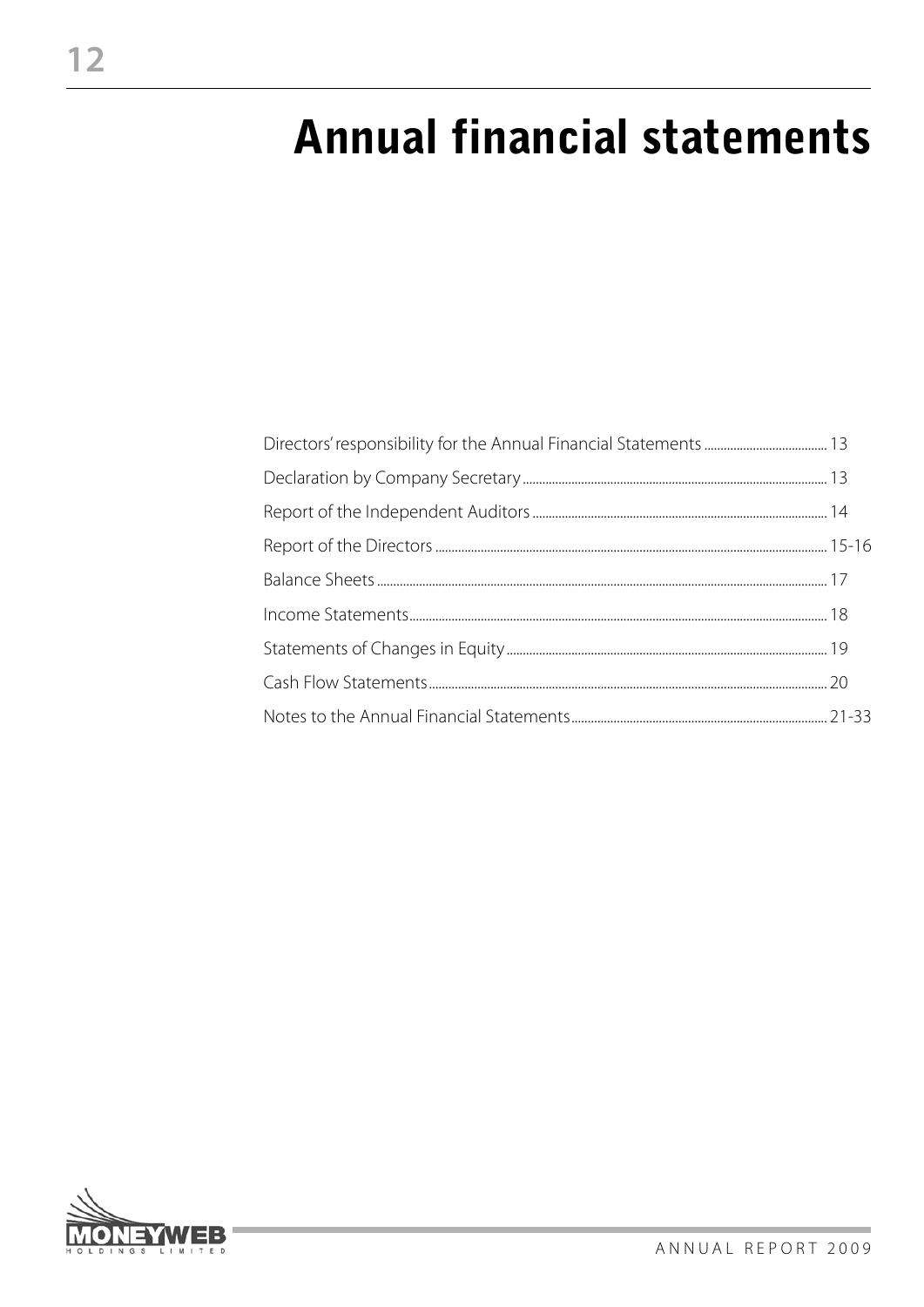# Annual financial statements

| | |
|---|---|
| Directors' responsibility for the Annual Financial Statements | 13 |
| Declaration by Company Secretary | 13 |
| Report of the Independent Auditors | 14 |
| Report of the Directors | 15-16 |
| Balance Sheets | 17 |
| Income Statements | 18 |
| Statements of Changes in Equity | 19 |
| Cash Flow Statements | 20 |
| Notes to the Annual Financial Statements | 21-33 |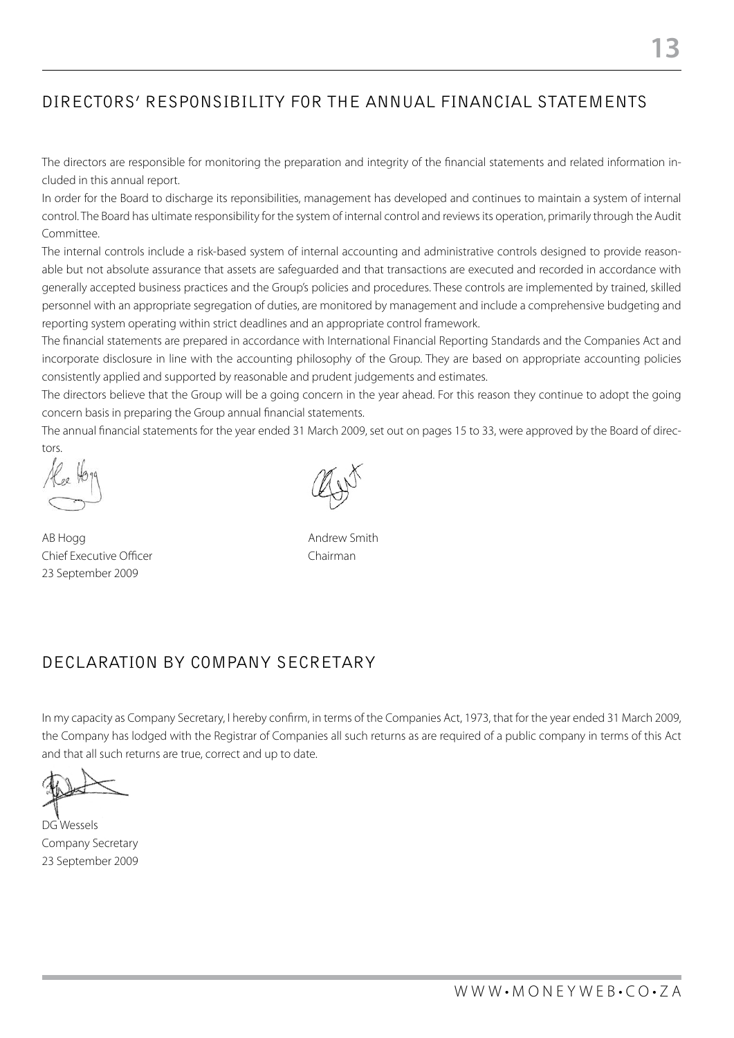## DIRECTORS' RESPONSIBILITY FOR THE ANNUAL FINANCIAL STATEMENTS

The directors are responsible for monitoring the preparation and integrity of the financial statements and related information included in this annual report.

In order for the Board to discharge its reponsibilities, management has developed and continues to maintain a system of internal control. The Board has ultimate responsibility for the system of internal control and reviews its operation, primarily through the Audit Committee.

The internal controls include a risk-based system of internal accounting and administrative controls designed to provide reasonable but not absolute assurance that assets are safeguarded and that transactions are executed and recorded in accordance with generally accepted business practices and the Group's policies and procedures. These controls are implemented by trained, skilled personnel with an appropriate segregation of duties, are monitored by management and include a comprehensive budgeting and reporting system operating within strict deadlines and an appropriate control framework.

The financial statements are prepared in accordance with International Financial Reporting Standards and the Companies Act and incorporate disclosure in line with the accounting philosophy of the Group. They are based on appropriate accounting policies consistently applied and supported by reasonable and prudent judgements and estimates.

The directors believe that the Group will be a going concern in the year ahead. For this reason they continue to adopt the going concern basis in preparing the Group annual financial statements.

The annual financial statements for the year ended 31 March 2009, set out on pages 15 to 33, were approved by the Board of directors.

AB Hogg
Chief Executive Officer
23 September 2009

Andrew Smith
Chairman

## DECLARATION BY COMPANY SECRETARY

In my capacity as Company Secretary, I hereby confirm, in terms of the Companies Act, 1973, that for the year ended 31 March 2009, the Company has lodged with the Registrar of Companies all such returns as are required of a public company in terms of this Act and that all such returns are true, correct and up to date.

DG Wessels
Company Secretary
23 September 2009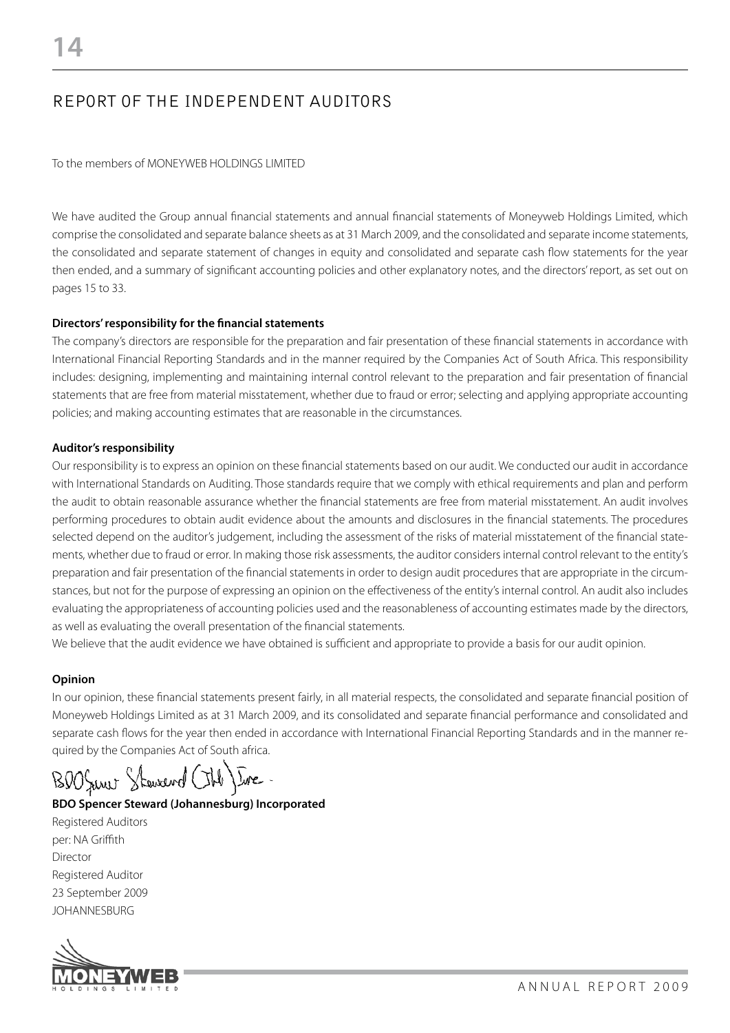# REPORT OF THE INDEPENDENT AUDITORS

To the members of MONEYWEB HOLDINGS LIMITED

We have audited the Group annual financial statements and annual financial statements of Moneyweb Holdings Limited, which comprise the consolidated and separate balance sheets as at 31 March 2009, and the consolidated and separate income statements, the consolidated and separate statement of changes in equity and consolidated and separate cash flow statements for the year then ended, and a summary of significant accounting policies and other explanatory notes, and the directors' report, as set out on pages 15 to 33.

**Directors' responsibility for the financial statements**

The company's directors are responsible for the preparation and fair presentation of these financial statements in accordance with International Financial Reporting Standards and in the manner required by the Companies Act of South Africa. This responsibility includes: designing, implementing and maintaining internal control relevant to the preparation and fair presentation of financial statements that are free from material misstatement, whether due to fraud or error; selecting and applying appropriate accounting policies; and making accounting estimates that are reasonable in the circumstances.

**Auditor's responsibility**

Our responsibility is to express an opinion on these financial statements based on our audit. We conducted our audit in accordance with International Standards on Auditing. Those standards require that we comply with ethical requirements and plan and perform the audit to obtain reasonable assurance whether the financial statements are free from material misstatement. An audit involves performing procedures to obtain audit evidence about the amounts and disclosures in the financial statements. The procedures selected depend on the auditor's judgement, including the assessment of the risks of material misstatement of the financial statements, whether due to fraud or error. In making those risk assessments, the auditor considers internal control relevant to the entity's preparation and fair presentation of the financial statements in order to design audit procedures that are appropriate in the circumstances, but not for the purpose of expressing an opinion on the effectiveness of the entity's internal control. An audit also includes evaluating the appropriateness of accounting policies used and the reasonableness of accounting estimates made by the directors, as well as evaluating the overall presentation of the financial statements.

We believe that the audit evidence we have obtained is sufficient and appropriate to provide a basis for our audit opinion.

**Opinion**

In our opinion, these financial statements present fairly, in all material respects, the consolidated and separate financial position of Moneyweb Holdings Limited as at 31 March 2009, and its consolidated and separate financial performance and consolidated and separate cash flows for the year then ended in accordance with International Financial Reporting Standards and in the manner required by the Companies Act of South africa.

**BDO Spencer Steward (Johannesburg) Incorporated**

Registered Auditors
per: NA Griffith
Director
Registered Auditor
23 September 2009
JOHANNESBURG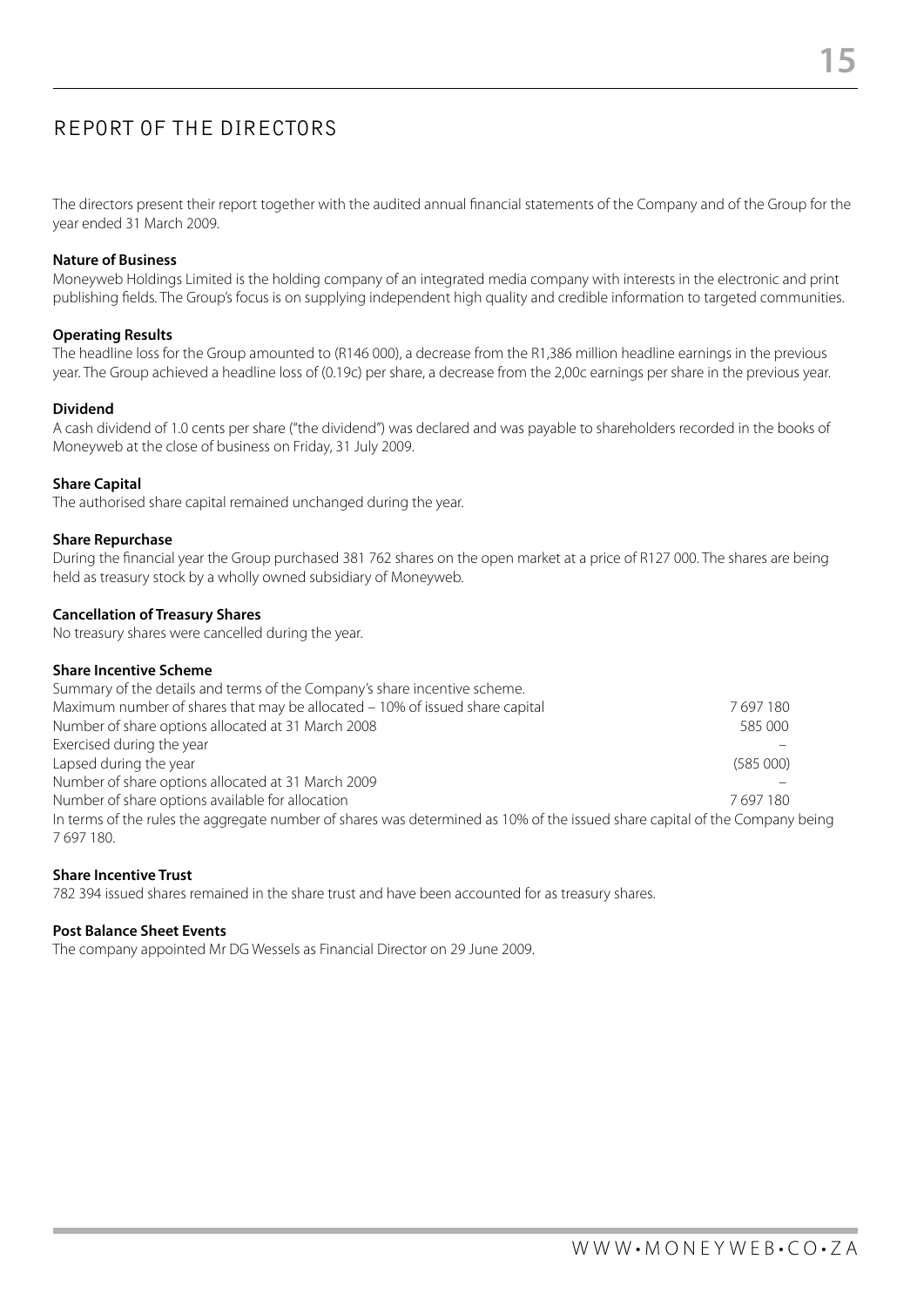# REPORT OF THE DIRECTORS

The directors present their report together with the audited annual financial statements of the Company and of the Group for the year ended 31 March 2009.

**Nature of Business**

Moneyweb Holdings Limited is the holding company of an integrated media company with interests in the electronic and print publishing fields. The Group's focus is on supplying independent high quality and credible information to targeted communities.

**Operating Results**

The headline loss for the Group amounted to (R146 000), a decrease from the R1,386 million headline earnings in the previous year. The Group achieved a headline loss of (0.19c) per share, a decrease from the 2,00c earnings per share in the previous year.

**Dividend**

A cash dividend of 1.0 cents per share ("the dividend") was declared and was payable to shareholders recorded in the books of Moneyweb at the close of business on Friday, 31 July 2009.

**Share Capital**

The authorised share capital remained unchanged during the year.

**Share Repurchase**

During the financial year the Group purchased 381 762 shares on the open market at a price of R127 000. The shares are being held as treasury stock by a wholly owned subsidiary of Moneyweb.

**Cancellation of Treasury Shares**

No treasury shares were cancelled during the year.

**Share Incentive Scheme**

Summary of the details and terms of the Company's share incentive scheme.

| | |
|---|---|
| Maximum number of shares that may be allocated – 10% of issued share capital | 7 697 180 |
| Number of share options allocated at 31 March 2008 | 585 000 |
| Exercised during the year | – |
| Lapsed during the year | (585 000) |
| Number of share options allocated at 31 March 2009 | – |
| Number of share options available for allocation | 7 697 180 |

In terms of the rules the aggregate number of shares was determined as 10% of the issued share capital of the Company being 7 697 180.

**Share Incentive Trust**

782 394 issued shares remained in the share trust and have been accounted for as treasury shares.

**Post Balance Sheet Events**

The company appointed Mr DG Wessels as Financial Director on 29 June 2009.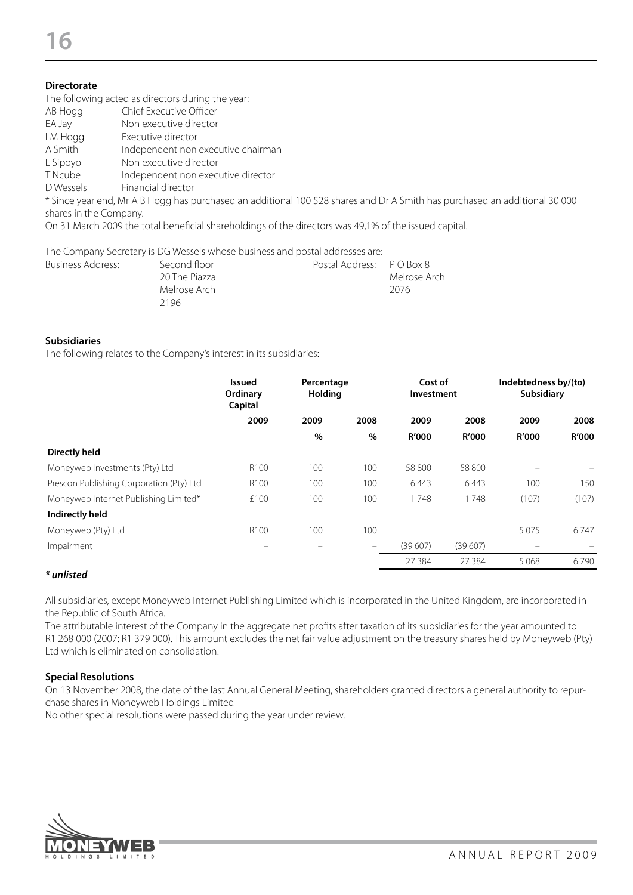**Directorate**

The following acted as directors during the year:

| | |
|---|---|
| AB Hogg | Chief Executive Officer |
| EA Jay | Non executive director |
| LM Hogg | Executive director |
| A Smith | Independent non executive chairman |
| L Sipoyo | Non executive director |
| T Ncube | Independent non executive director |
| D Wessels | Financial director |

* Since year end, Mr A B Hogg has purchased an additional 100 528 shares and Dr A Smith has purchased an additional 30 000 shares in the Company.

On 31 March 2009 the total beneficial shareholdings of the directors was 49,1% of the issued capital.

The Company Secretary is DG Wessels whose business and postal addresses are:

| | | | |
|---|---|---|---|
| Business Address: | Second floor | Postal Address: | P O Box 8 |
| | 20 The Piazza | | Melrose Arch |
| | Melrose Arch | | 2076 |
| | 2196 | | |

**Subsidiaries**

The following relates to the Company's interest in its subsidiaries:

| | Issued Ordinary Capital | Percentage Holding | | Cost of Investment | | Indebtedness by/(to) Subsidiary | |
|---|---|---|---|---|---|---|---|
| | 2009 | 2009 | 2008 | 2009 | 2008 | 2009 | 2008 |
| | | % | % | R'000 | R'000 | R'000 | R'000 |
| **Directly held** | | | | | | | |
| Moneyweb Investments (Pty) Ltd | R100 | 100 | 100 | 58 800 | 58 800 | – | – |
| Prescon Publishing Corporation (Pty) Ltd | R100 | 100 | 100 | 6 443 | 6 443 | 100 | 150 |
| Moneyweb Internet Publishing Limited* | £100 | 100 | 100 | 1 748 | 1 748 | (107) | (107) |
| **Indirectly held** | | | | | | | |
| Moneyweb (Pty) Ltd | R100 | 100 | 100 | | | 5 075 | 6 747 |
| Impairment | – | – | – | (39 607) | (39 607) | – | – |
| | | | | 27 384 | 27 384 | 5 068 | 6 790 |

***\* unlisted***

All subsidiaries, except Moneyweb Internet Publishing Limited which is incorporated in the United Kingdom, are incorporated in the Republic of South Africa.

The attributable interest of the Company in the aggregate net profits after taxation of its subsidiaries for the year amounted to R1 268 000 (2007: R1 379 000). This amount excludes the net fair value adjustment on the treasury shares held by Moneyweb (Pty) Ltd which is eliminated on consolidation.

**Special Resolutions**

On 13 November 2008, the date of the last Annual General Meeting, shareholders granted directors a general authority to repurchase shares in Moneyweb Holdings Limited

No other special resolutions were passed during the year under review.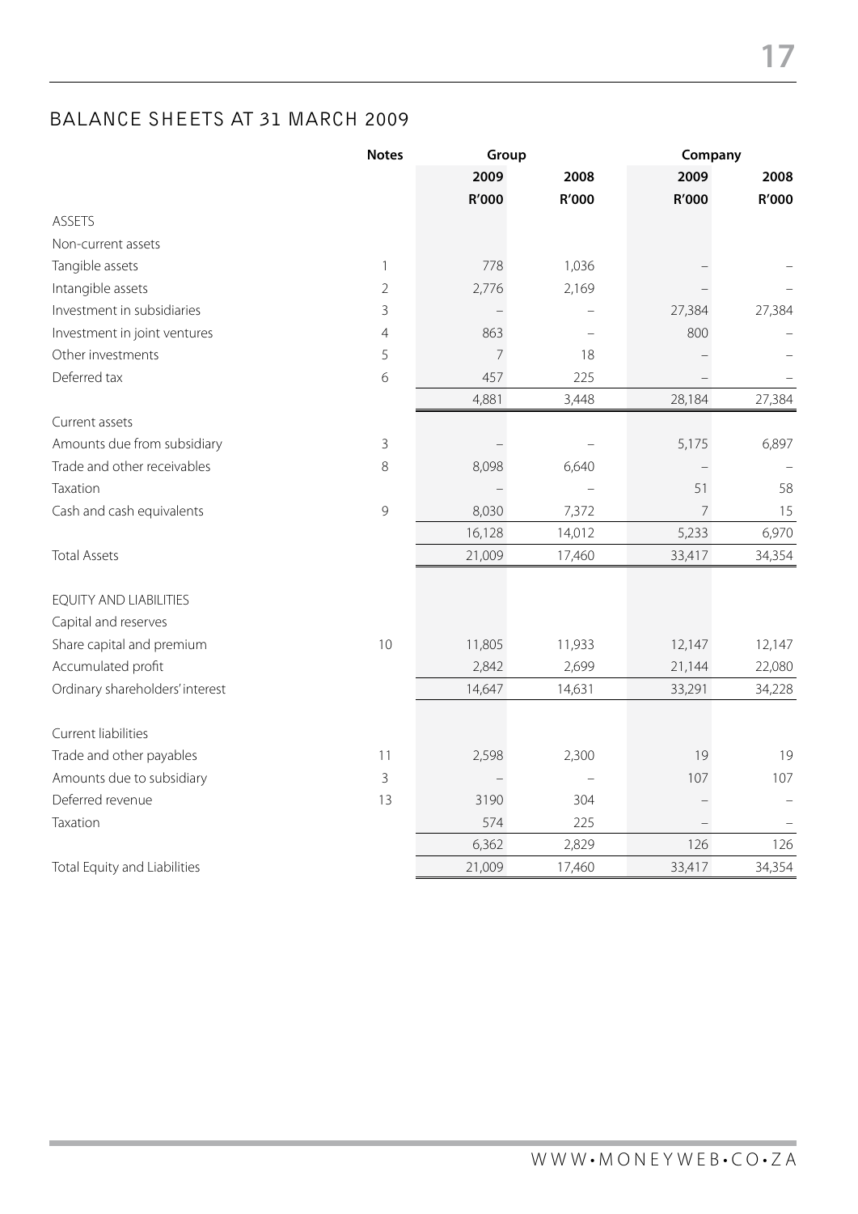## BALANCE SHEETS AT 31 MARCH 2009

| | Notes | Group | | Company | |
|---|---|---|---|---|---|
| | | 2009 | 2008 | 2009 | 2008 |
| | | R'000 | R'000 | R'000 | R'000 |
| ASSETS | | | | | |
| Non-current assets | | | | | |
| Tangible assets | 1 | 778 | 1,036 | – | – |
| Intangible assets | 2 | 2,776 | 2,169 | – | – |
| Investment in subsidiaries | 3 | – | – | 27,384 | 27,384 |
| Investment in joint ventures | 4 | 863 | – | 800 | – |
| Other investments | 5 | 7 | 18 | – | – |
| Deferred tax | 6 | 457 | 225 | – | – |
| | | 4,881 | 3,448 | 28,184 | 27,384 |
| Current assets | | | | | |
| Amounts due from subsidiary | 3 | – | – | 5,175 | 6,897 |
| Trade and other receivables | 8 | 8,098 | 6,640 | – | – |
| Taxation | | – | – | 51 | 58 |
| Cash and cash equivalents | 9 | 8,030 | 7,372 | 7 | 15 |
| | | 16,128 | 14,012 | 5,233 | 6,970 |
| Total Assets | | 21,009 | 17,460 | 33,417 | 34,354 |
| EQUITY AND LIABILITIES | | | | | |
| Capital and reserves | | | | | |
| Share capital and premium | 10 | 11,805 | 11,933 | 12,147 | 12,147 |
| Accumulated profit | | 2,842 | 2,699 | 21,144 | 22,080 |
| Ordinary shareholders' interest | | 14,647 | 14,631 | 33,291 | 34,228 |
| Current liabilities | | | | | |
| Trade and other payables | 11 | 2,598 | 2,300 | 19 | 19 |
| Amounts due to subsidiary | 3 | – | – | 107 | 107 |
| Deferred revenue | 13 | 3190 | 304 | – | – |
| Taxation | | 574 | 225 | – | – |
| | | 6,362 | 2,829 | 126 | 126 |
| Total Equity and Liabilities | | 21,009 | 17,460 | 33,417 | 34,354 |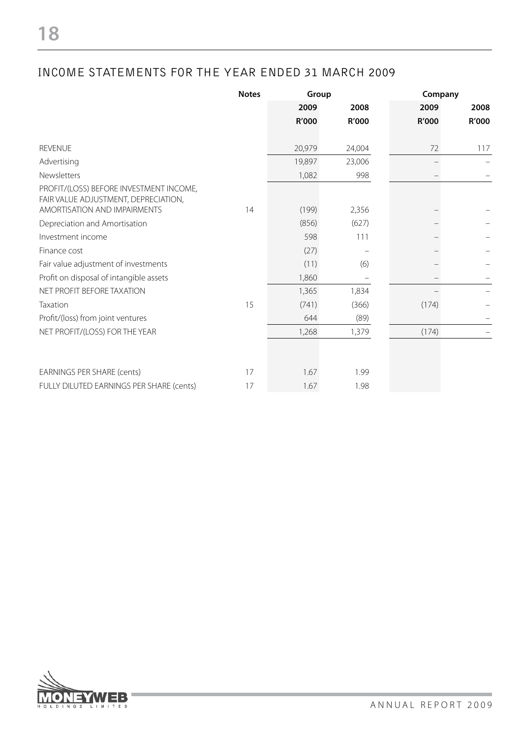## INCOME STATEMENTS FOR THE YEAR ENDED 31 MARCH 2009

| | Notes | Group | | Company | |
|---|---|---|---|---|---|
| | | 2009 | 2008 | 2009 | 2008 |
| | | R'000 | R'000 | R'000 | R'000 |
| REVENUE | | 20,979 | 24,004 | 72 | 117 |
| Advertising | | 19,897 | 23,006 | – | – |
| Newsletters | | 1,082 | 998 | – | – |
| PROFIT/(LOSS) BEFORE INVESTMENT INCOME, FAIR VALUE ADJUSTMENT, DEPRECIATION, AMORTISATION AND IMPAIRMENTS | 14 | (199) | 2,356 | – | – |
| Depreciation and Amortisation | | (856) | (627) | – | – |
| Investment income | | 598 | 111 | – | – |
| Finance cost | | (27) | – | – | – |
| Fair value adjustment of investments | | (11) | (6) | – | – |
| Profit on disposal of intangible assets | | 1,860 | – | – | – |
| NET PROFIT BEFORE TAXATION | | 1,365 | 1,834 | – | – |
| Taxation | 15 | (741) | (366) | (174) | – |
| Profit/(loss) from joint ventures | | 644 | (89) | | – |
| NET PROFIT/(LOSS) FOR THE YEAR | | 1,268 | 1,379 | (174) | – |
| | | | | | |
| EARNINGS PER SHARE (cents) | 17 | 1.67 | 1.99 | | |
| FULLY DILUTED EARNINGS PER SHARE (cents) | 17 | 1.67 | 1.98 | | |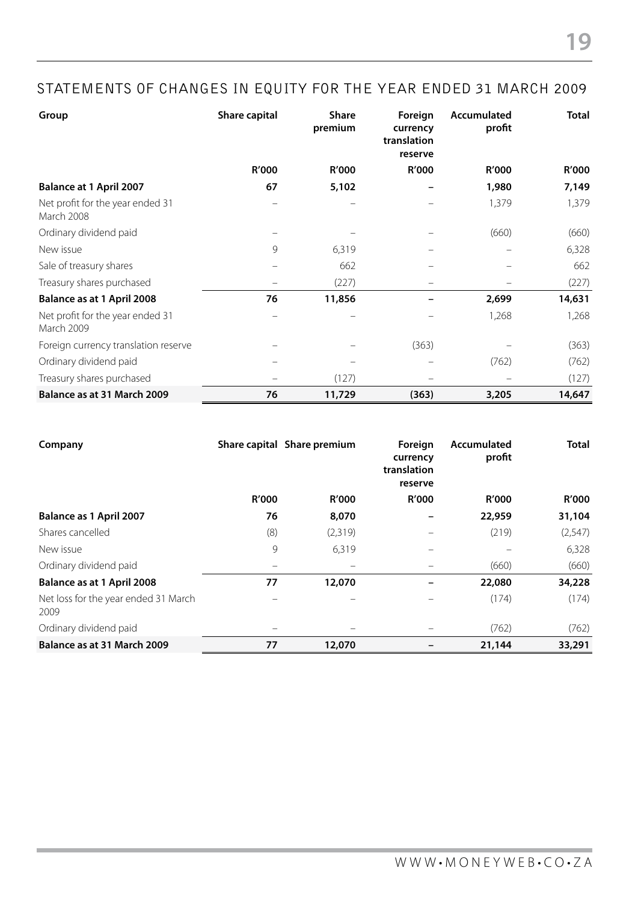# STATEMENTS OF CHANGES IN EQUITY FOR THE YEAR ENDED 31 MARCH 2009

| Group | Share capital | Share premium | Foreign currency translation reserve | Accumulated profit | Total |
|---|---|---|---|---|---|
| | R'000 | R'000 | R'000 | R'000 | R'000 |
| **Balance at 1 April 2007** | **67** | **5,102** | **–** | **1,980** | **7,149** |
| Net profit for the year ended 31 March 2008 | – | – | – | 1,379 | 1,379 |
| Ordinary dividend paid | – | – | – | (660) | (660) |
| New issue | 9 | 6,319 | – | – | 6,328 |
| Sale of treasury shares | – | 662 | – | – | 662 |
| Treasury shares purchased | – | (227) | – | – | (227) |
| **Balance as at 1 April 2008** | **76** | **11,856** | **–** | **2,699** | **14,631** |
| Net profit for the year ended 31 March 2009 | – | – | – | 1,268 | 1,268 |
| Foreign currency translation reserve | – | – | (363) | – | (363) |
| Ordinary dividend paid | – | – | – | (762) | (762) |
| Treasury shares purchased | – | (127) | – | – | (127) |
| **Balance as at 31 March 2009** | **76** | **11,729** | **(363)** | **3,205** | **14,647** |

| Company | Share capital | Share premium | Foreign currency translation reserve | Accumulated profit | Total |
|---|---|---|---|---|---|
| | R'000 | R'000 | R'000 | R'000 | R'000 |
| **Balance as 1 April 2007** | **76** | **8,070** | **–** | **22,959** | **31,104** |
| Shares cancelled | (8) | (2,319) | – | (219) | (2,547) |
| New issue | 9 | 6,319 | – | – | 6,328 |
| Ordinary dividend paid | – | – | – | (660) | (660) |
| **Balance as at 1 April 2008** | **77** | **12,070** | **–** | **22,080** | **34,228** |
| Net loss for the year ended 31 March 2009 | – | – | – | (174) | (174) |
| Ordinary dividend paid | – | – | – | (762) | (762) |
| **Balance as at 31 March 2009** | **77** | **12,070** | **–** | **21,144** | **33,291** |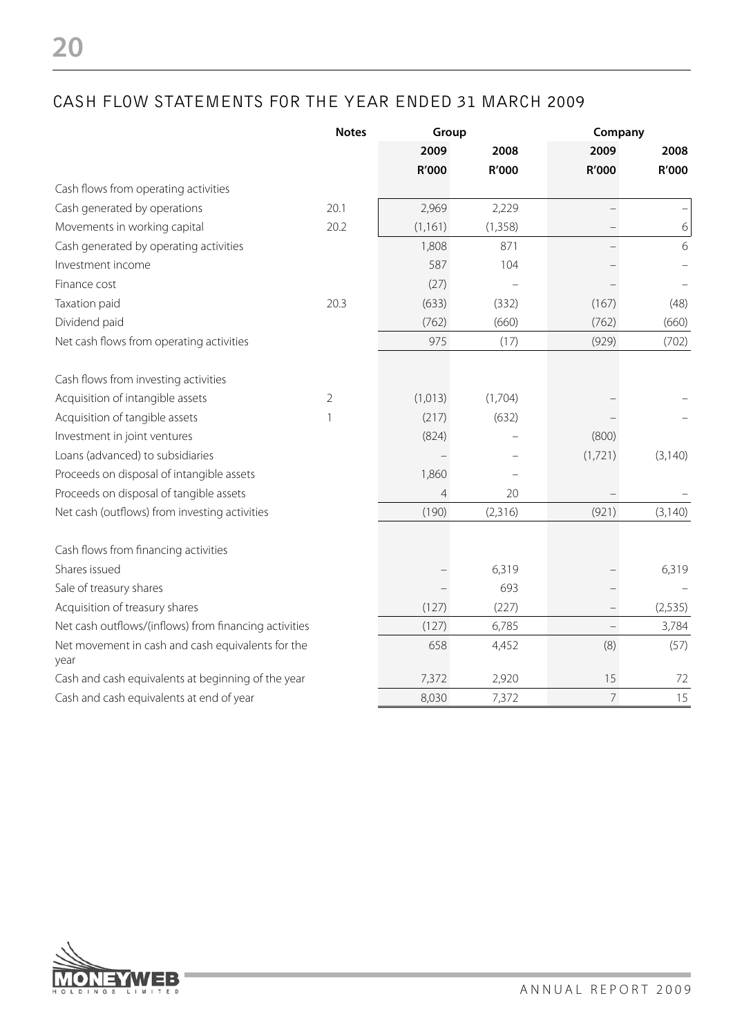## CASH FLOW STATEMENTS FOR THE YEAR ENDED 31 MARCH 2009

| | Notes | Group | | Company | |
|---|---|---|---|---|---|
| | | 2009 | 2008 | 2009 | 2008 |
| | | R'000 | R'000 | R'000 | R'000 |
| Cash flows from operating activities | | | | | |
| Cash generated by operations | 20.1 | 2,969 | 2,229 | – | – |
| Movements in working capital | 20.2 | (1,161) | (1,358) | – | 6 |
| Cash generated by operating activities | | 1,808 | 871 | – | 6 |
| Investment income | | 587 | 104 | – | – |
| Finance cost | | (27) | – | – | – |
| Taxation paid | 20.3 | (633) | (332) | (167) | (48) |
| Dividend paid | | (762) | (660) | (762) | (660) |
| Net cash flows from operating activities | | 975 | (17) | (929) | (702) |
| | | | | | |
| Cash flows from investing activities | | | | | |
| Acquisition of intangible assets | 2 | (1,013) | (1,704) | – | – |
| Acquisition of tangible assets | 1 | (217) | (632) | – | – |
| Investment in joint ventures | | (824) | – | (800) | |
| Loans (advanced) to subsidiaries | | – | – | (1,721) | (3,140) |
| Proceeds on disposal of intangible assets | | 1,860 | – | | |
| Proceeds on disposal of tangible assets | | 4 | 20 | – | – |
| Net cash (outflows) from investing activities | | (190) | (2,316) | (921) | (3,140) |
| | | | | | |
| Cash flows from financing activities | | | | | |
| Shares issued | | – | 6,319 | – | 6,319 |
| Sale of treasury shares | | – | 693 | – | – |
| Acquisition of treasury shares | | (127) | (227) | – | (2,535) |
| Net cash outflows/(inflows) from financing activities | | (127) | 6,785 | – | 3,784 |
| Net movement in cash and cash equivalents for the year | | 658 | 4,452 | (8) | (57) |
| Cash and cash equivalents at beginning of the year | | 7,372 | 2,920 | 15 | 72 |
| Cash and cash equivalents at end of year | | 8,030 | 7,372 | 7 | 15 |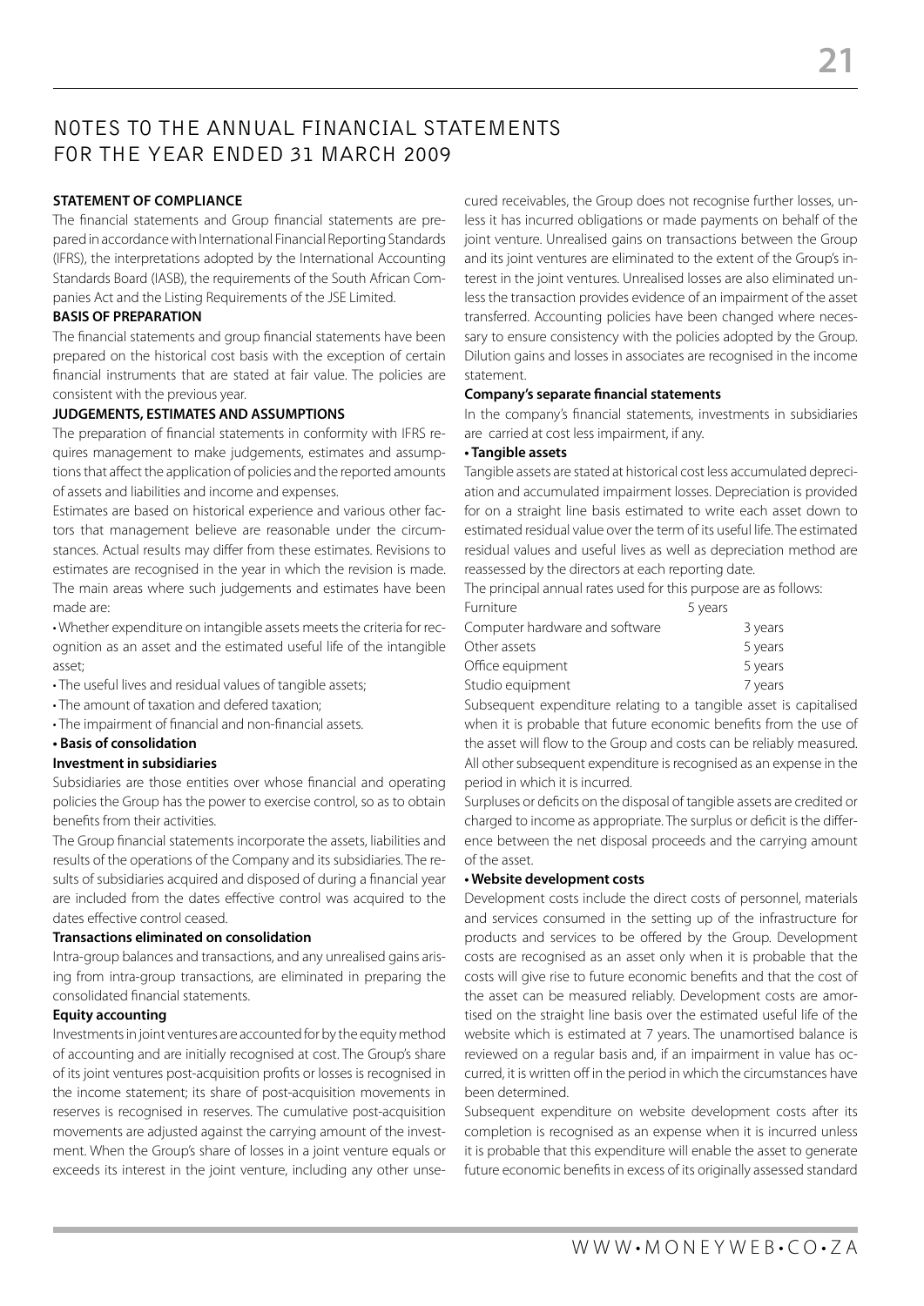# NOTES TO THE ANNUAL FINANCIAL STATEMENTS FOR THE YEAR ENDED 31 MARCH 2009

**STATEMENT OF COMPLIANCE**

The financial statements and Group financial statements are prepared in accordance with International Financial Reporting Standards (IFRS), the interpretations adopted by the International Accounting Standards Board (IASB), the requirements of the South African Companies Act and the Listing Requirements of the JSE Limited.

**BASIS OF PREPARATION**

The financial statements and group financial statements have been prepared on the historical cost basis with the exception of certain financial instruments that are stated at fair value. The policies are consistent with the previous year.

**JUDGEMENTS, ESTIMATES AND ASSUMPTIONS**

The preparation of financial statements in conformity with IFRS requires management to make judgements, estimates and assumptions that affect the application of policies and the reported amounts of assets and liabilities and income and expenses.

Estimates are based on historical experience and various other factors that management believe are reasonable under the circumstances. Actual results may differ from these estimates. Revisions to estimates are recognised in the year in which the revision is made. The main areas where such judgements and estimates have been made are:

- Whether expenditure on intangible assets meets the criteria for recognition as an asset and the estimated useful life of the intangible asset;
- The useful lives and residual values of tangible assets;
- The amount of taxation and defered taxation;
- The impairment of financial and non-financial assets.

**• Basis of consolidation**

**Investment in subsidiaries**

Subsidiaries are those entities over whose financial and operating policies the Group has the power to exercise control, so as to obtain benefits from their activities.

The Group financial statements incorporate the assets, liabilities and results of the operations of the Company and its subsidiaries. The results of subsidiaries acquired and disposed of during a financial year are included from the dates effective control was acquired to the dates effective control ceased.

**Transactions eliminated on consolidation**

Intra-group balances and transactions, and any unrealised gains arising from intra-group transactions, are eliminated in preparing the consolidated financial statements.

**Equity accounting**

Investments in joint ventures are accounted for by the equity method of accounting and are initially recognised at cost. The Group's share of its joint ventures post-acquisition profits or losses is recognised in the income statement; its share of post-acquisition movements in reserves is recognised in reserves. The cumulative post-acquisition movements are adjusted against the carrying amount of the investment. When the Group's share of losses in a joint venture equals or exceeds its interest in the joint venture, including any other unsecured receivables, the Group does not recognise further losses, unless it has incurred obligations or made payments on behalf of the joint venture. Unrealised gains on transactions between the Group and its joint ventures are eliminated to the extent of the Group's interest in the joint ventures. Unrealised losses are also eliminated unless the transaction provides evidence of an impairment of the asset transferred. Accounting policies have been changed where necessary to ensure consistency with the policies adopted by the Group. Dilution gains and losses in associates are recognised in the income statement.

**Company's separate financial statements**

In the company's financial statements, investments in subsidiaries are carried at cost less impairment, if any.

**• Tangible assets**

Tangible assets are stated at historical cost less accumulated depreciation and accumulated impairment losses. Depreciation is provided for on a straight line basis estimated to write each asset down to estimated residual value over the term of its useful life. The estimated residual values and useful lives as well as depreciation method are reassessed by the directors at each reporting date.

The principal annual rates used for this purpose are as follows:

| | |
|---|---|
| Furniture | 5 years |
| Computer hardware and software | 3 years |
| Other assets | 5 years |
| Office equipment | 5 years |
| Studio equipment | 7 years |

Subsequent expenditure relating to a tangible asset is capitalised when it is probable that future economic benefits from the use of the asset will flow to the Group and costs can be reliably measured. All other subsequent expenditure is recognised as an expense in the period in which it is incurred.

Surpluses or deficits on the disposal of tangible assets are credited or charged to income as appropriate. The surplus or deficit is the difference between the net disposal proceeds and the carrying amount of the asset.

**• Website development costs**

Development costs include the direct costs of personnel, materials and services consumed in the setting up of the infrastructure for products and services to be offered by the Group. Development costs are recognised as an asset only when it is probable that the costs will give rise to future economic benefits and that the cost of the asset can be measured reliably. Development costs are amortised on the straight line basis over the estimated useful life of the website which is estimated at 7 years. The unamortised balance is reviewed on a regular basis and, if an impairment in value has occurred, it is written off in the period in which the circumstances have been determined.

Subsequent expenditure on website development costs after its completion is recognised as an expense when it is incurred unless it is probable that this expenditure will enable the asset to generate future economic benefits in excess of its originally assessed standard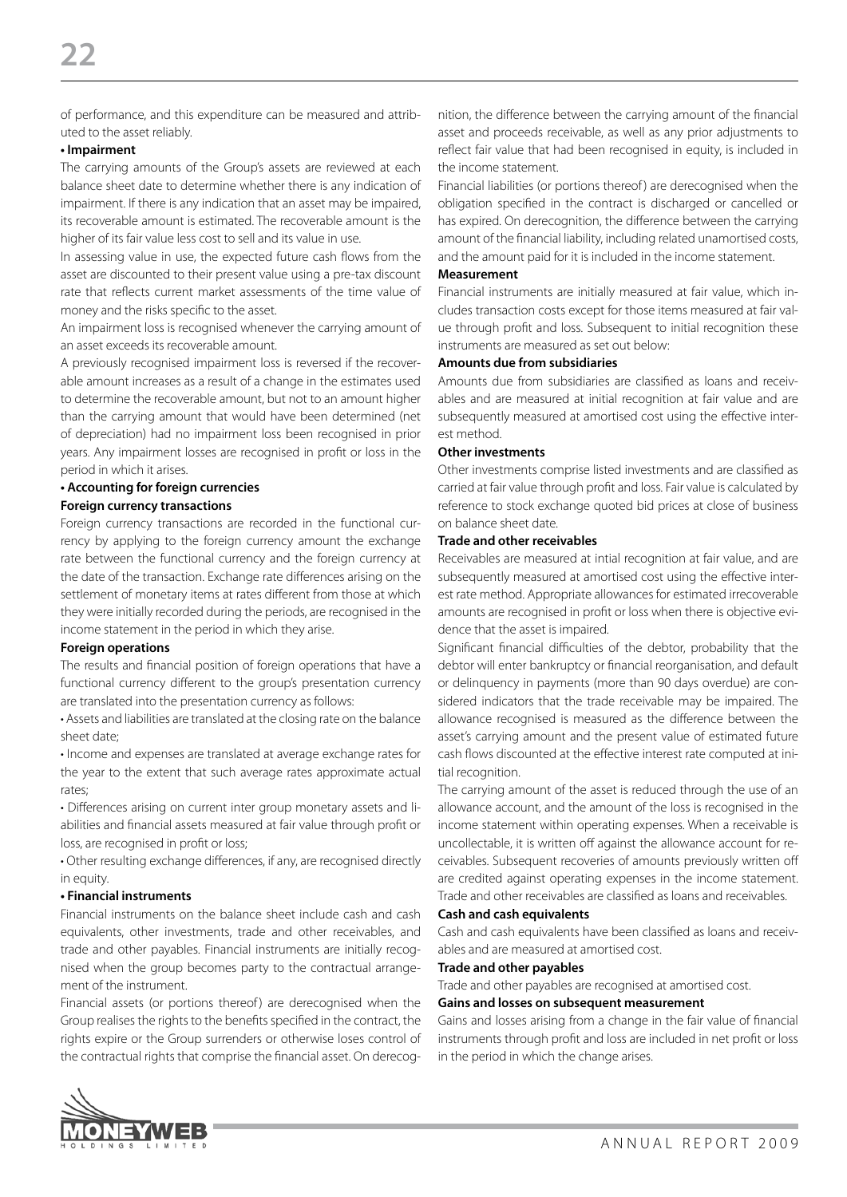of performance, and this expenditure can be measured and attributed to the asset reliably.

**• Impairment**

The carrying amounts of the Group's assets are reviewed at each balance sheet date to determine whether there is any indication of impairment. If there is any indication that an asset may be impaired, its recoverable amount is estimated. The recoverable amount is the higher of its fair value less cost to sell and its value in use.

In assessing value in use, the expected future cash flows from the asset are discounted to their present value using a pre-tax discount rate that reflects current market assessments of the time value of money and the risks specific to the asset.

An impairment loss is recognised whenever the carrying amount of an asset exceeds its recoverable amount.

A previously recognised impairment loss is reversed if the recoverable amount increases as a result of a change in the estimates used to determine the recoverable amount, but not to an amount higher than the carrying amount that would have been determined (net of depreciation) had no impairment loss been recognised in prior years. Any impairment losses are recognised in profit or loss in the period in which it arises.

**• Accounting for foreign currencies**

**Foreign currency transactions**

Foreign currency transactions are recorded in the functional currency by applying to the foreign currency amount the exchange rate between the functional currency and the foreign currency at the date of the transaction. Exchange rate differences arising on the settlement of monetary items at rates different from those at which they were initially recorded during the periods, are recognised in the income statement in the period in which they arise.

**Foreign operations**

The results and financial position of foreign operations that have a functional currency different to the group's presentation currency are translated into the presentation currency as follows:

• Assets and liabilities are translated at the closing rate on the balance sheet date;

• Income and expenses are translated at average exchange rates for the year to the extent that such average rates approximate actual rates;

• Differences arising on current inter group monetary assets and liabilities and financial assets measured at fair value through profit or loss, are recognised in profit or loss;

• Other resulting exchange differences, if any, are recognised directly in equity.

**• Financial instruments**

Financial instruments on the balance sheet include cash and cash equivalents, other investments, trade and other receivables, and trade and other payables. Financial instruments are initially recognised when the group becomes party to the contractual arrangement of the instrument.

Financial assets (or portions thereof) are derecognised when the Group realises the rights to the benefits specified in the contract, the rights expire or the Group surrenders or otherwise loses control of the contractual rights that comprise the financial asset. On derecognition, the difference between the carrying amount of the financial asset and proceeds receivable, as well as any prior adjustments to reflect fair value that had been recognised in equity, is included in the income statement.

Financial liabilities (or portions thereof) are derecognised when the obligation specified in the contract is discharged or cancelled or has expired. On derecognition, the difference between the carrying amount of the financial liability, including related unamortised costs, and the amount paid for it is included in the income statement.

**Measurement**

Financial instruments are initially measured at fair value, which includes transaction costs except for those items measured at fair value through profit and loss. Subsequent to initial recognition these instruments are measured as set out below:

**Amounts due from subsidiaries**

Amounts due from subsidiaries are classified as loans and receivables and are measured at initial recognition at fair value and are subsequently measured at amortised cost using the effective interest method.

**Other investments**

Other investments comprise listed investments and are classified as carried at fair value through profit and loss. Fair value is calculated by reference to stock exchange quoted bid prices at close of business on balance sheet date.

**Trade and other receivables**

Receivables are measured at intial recognition at fair value, and are subsequently measured at amortised cost using the effective interest rate method. Appropriate allowances for estimated irrecoverable amounts are recognised in profit or loss when there is objective evidence that the asset is impaired.

Significant financial difficulties of the debtor, probability that the debtor will enter bankruptcy or financial reorganisation, and default or delinquency in payments (more than 90 days overdue) are considered indicators that the trade receivable may be impaired. The allowance recognised is measured as the difference between the asset's carrying amount and the present value of estimated future cash flows discounted at the effective interest rate computed at initial recognition.

The carrying amount of the asset is reduced through the use of an allowance account, and the amount of the loss is recognised in the income statement within operating expenses. When a receivable is uncollectable, it is written off against the allowance account for receivables. Subsequent recoveries of amounts previously written off are credited against operating expenses in the income statement. Trade and other receivables are classified as loans and receivables.

**Cash and cash equivalents**

Cash and cash equivalents have been classified as loans and receivables and are measured at amortised cost.

**Trade and other payables**

Trade and other payables are recognised at amortised cost.

**Gains and losses on subsequent measurement**

Gains and losses arising from a change in the fair value of financial instruments through profit and loss are included in net profit or loss in the period in which the change arises.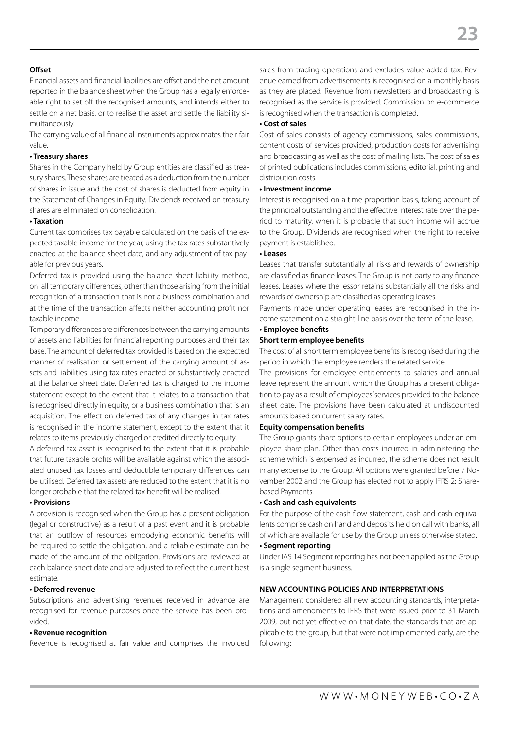**Offset**

Financial assets and financial liabilities are offset and the net amount reported in the balance sheet when the Group has a legally enforceable right to set off the recognised amounts, and intends either to settle on a net basis, or to realise the asset and settle the liability simultaneously.

The carrying value of all financial instruments approximates their fair value.

**• Treasury shares**

Shares in the Company held by Group entities are classified as treasury shares. These shares are treated as a deduction from the number of shares in issue and the cost of shares is deducted from equity in the Statement of Changes in Equity. Dividends received on treasury shares are eliminated on consolidation.

**• Taxation**

Current tax comprises tax payable calculated on the basis of the expected taxable income for the year, using the tax rates substantively enacted at the balance sheet date, and any adjustment of tax payable for previous years.

Deferred tax is provided using the balance sheet liability method, on all temporary differences, other than those arising from the initial recognition of a transaction that is not a business combination and at the time of the transaction affects neither accounting profit nor taxable income.

Temporary differences are differences between the carrying amounts of assets and liabilities for financial reporting purposes and their tax base. The amount of deferred tax provided is based on the expected manner of realisation or settlement of the carrying amount of assets and liabilities using tax rates enacted or substantively enacted at the balance sheet date. Deferrred tax is charged to the income statement except to the extent that it relates to a transaction that is recognised directly in equity, or a business combination that is an acquisition. The effect on deferred tax of any changes in tax rates is recognised in the income statement, except to the extent that it relates to items previously charged or credited directly to equity.

A deferred tax asset is recognised to the extent that it is probable that future taxable profits will be available against which the associated unused tax losses and deductible temporary differences can be utilised. Deferred tax assets are reduced to the extent that it is no longer probable that the related tax benefit will be realised.

**• Provisions**

A provision is recognised when the Group has a present obligation (legal or constructive) as a result of a past event and it is probable that an outflow of resources embodying economic benefits will be required to settle the obligation, and a reliable estimate can be made of the amount of the obligation. Provisions are reviewed at each balance sheet date and are adjusted to reflect the current best estimate.

**• Deferred revenue**

Subscriptions and advertising revenues received in advance are recognised for revenue purposes once the service has been provided.

**• Revenue recognition**

Revenue is recognised at fair value and comprises the invoiced sales from trading operations and excludes value added tax. Revenue earned from advertisements is recognised on a monthly basis as they are placed. Revenue from newsletters and broadcasting is recognised as the service is provided. Commission on e-commerce is recognised when the transaction is completed.

**• Cost of sales**

Cost of sales consists of agency commissions, sales commissions, content costs of services provided, production costs for advertising and broadcasting as well as the cost of mailing lists. The cost of sales of printed publications includes commissions, editorial, printing and distribution costs.

**• Investment income**

Interest is recognised on a time proportion basis, taking account of the principal outstanding and the effective interest rate over the period to maturity, when it is probable that such income will accrue to the Group. Dividends are recognised when the right to receive payment is established.

**• Leases**

Leases that transfer substantially all risks and rewards of ownership are classified as finance leases. The Group is not party to any finance leases. Leases where the lessor retains substantially all the risks and rewards of ownership are classified as operating leases.

Payments made under operating leases are recognised in the income statement on a straight-line basis over the term of the lease.

**• Employee benefits**

**Short term employee benefits**

The cost of all short term employee benefits is recognised during the period in which the employee renders the related service.

The provisions for employee entitlements to salaries and annual leave represent the amount which the Group has a present obligation to pay as a result of employees' services provided to the balance sheet date. The provisions have been calculated at undiscounted amounts based on current salary rates.

**Equity compensation benefits**

The Group grants share options to certain employees under an employee share plan. Other than costs incurred in administering the scheme which is expensed as incurred, the scheme does not result in any expense to the Group. All options were granted before 7 November 2002 and the Group has elected not to apply IFRS 2: Share-based Payments.

**• Cash and cash equivalents**

For the purpose of the cash flow statement, cash and cash equivalents comprise cash on hand and deposits held on call with banks, all of which are available for use by the Group unless otherwise stated.

**• Segment reporting**

Under IAS 14 Segment reporting has not been applied as the Group is a single segment business.

**NEW ACCOUNTING POLICIES AND INTERPRETATIONS**

Management considered all new accounting standards, interpretations and amendments to IFRS that were issued prior to 31 March 2009, but not yet effective on that date. the standards that are applicable to the group, but that were not implemented early, are the following: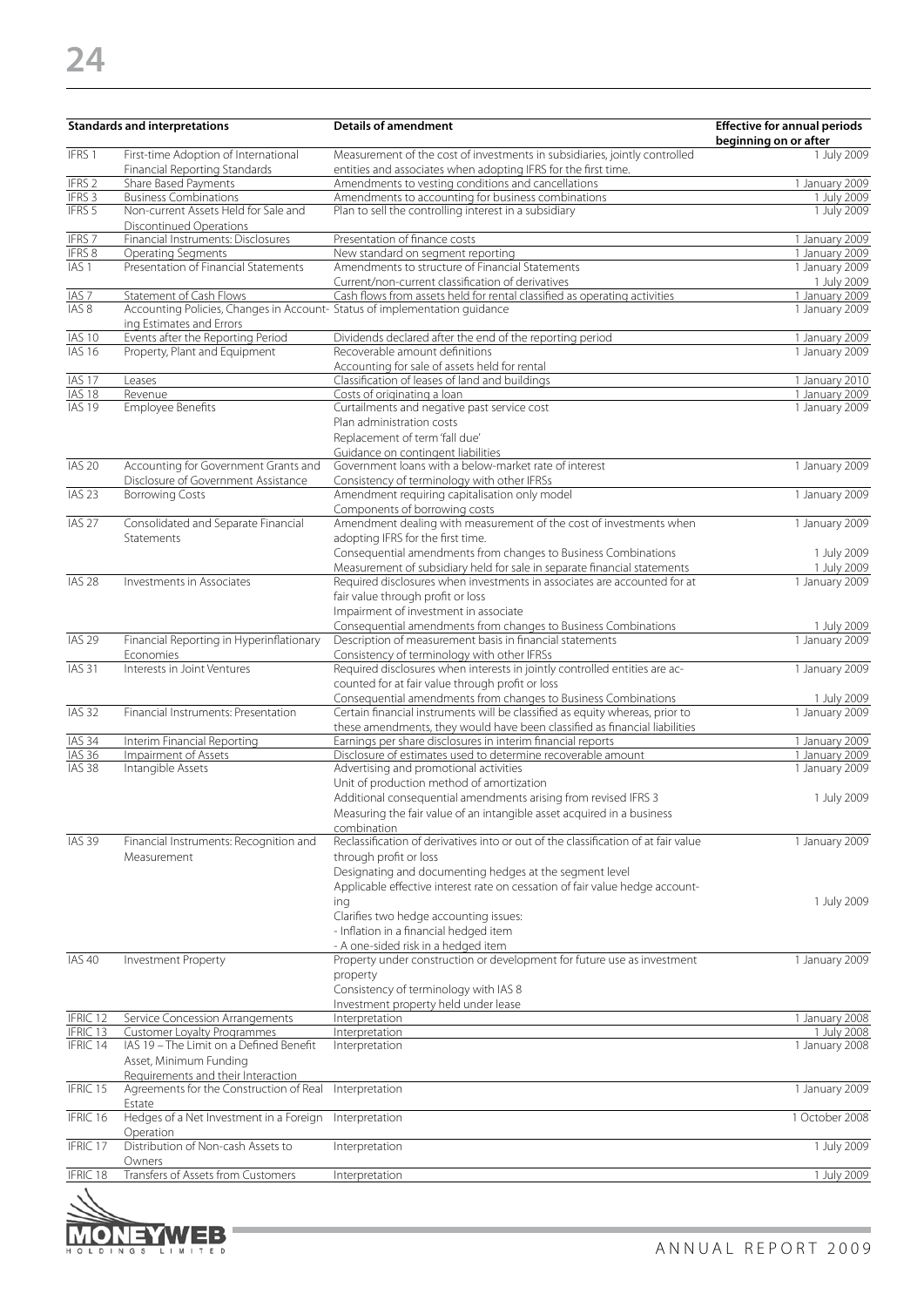| Standards and interpretations | | Details of amendment | Effective for annual periods beginning on or after |
|---|---|---|---|
| IFRS 1 | First-time Adoption of International Financial Reporting Standards | Measurement of the cost of investments in subsidiaries, jointly controlled entities and associates when adopting IFRS for the first time. | 1 July 2009 |
| IFRS 2 | Share Based Payments | Amendments to vesting conditions and cancellations | 1 January 2009 |
| IFRS 3 | Business Combinations | Amendments to accounting for business combinations | 1 July 2009 |
| IFRS 5 | Non-current Assets Held for Sale and Discontinued Operations | Plan to sell the controlling interest in a subsidiary | 1 July 2009 |
| IFRS 7 | Financial Instruments: Disclosures | Presentation of finance costs | 1 January 2009 |
| IFRS 8 | Operating Segments | New standard on segment reporting | 1 January 2009 |
| IAS 1 | Presentation of Financial Statements | Amendments to structure of Financial Statements | 1 January 2009 |
| | | Current/non-current classification of derivatives | 1 July 2009 |
| IAS 7 | Statement of Cash Flows | Cash flows from assets held for rental classified as operating activities | 1 January 2009 |
| IAS 8 | Accounting Policies, Changes in Accounting Estimates and Errors | Status of implementation guidance | 1 January 2009 |
| IAS 10 | Events after the Reporting Period | Dividends declared after the end of the reporting period | 1 January 2009 |
| IAS 16 | Property, Plant and Equipment | Recoverable amount definitions<br>Accounting for sale of assets held for rental | 1 January 2009 |
| IAS 17 | Leases | Classification of leases of land and buildings | 1 January 2010 |
| IAS 18 | Revenue | Costs of originating a loan | 1 January 2009 |
| IAS 19 | Employee Benefits | Curtailments and negative past service cost<br>Plan administration costs<br>Replacement of term 'fall due'<br>Guidance on contingent liabilities | 1 January 2009 |
| IAS 20 | Accounting for Government Grants and Disclosure of Government Assistance | Government loans with a below-market rate of interest<br>Consistency of terminology with other IFRSs | 1 January 2009 |
| IAS 23 | Borrowing Costs | Amendment requiring capitalisation only model<br>Components of borrowing costs | 1 January 2009 |
| IAS 27 | Consolidated and Separate Financial Statements | Amendment dealing with measurement of the cost of investments when adopting IFRS for the first time. | 1 January 2009 |
| | | Consequential amendments from changes to Business Combinations | 1 July 2009 |
| | | Measurement of subsidiary held for sale in separate financial statements | 1 July 2009 |
| IAS 28 | Investments in Associates | Required disclosures when investments in associates are accounted for at fair value through profit or loss<br>Impairment of investment in associate | 1 January 2009 |
| | | Consequential amendments from changes to Business Combinations | 1 July 2009 |
| IAS 29 | Financial Reporting in Hyperinflationary Economies | Description of measurement basis in financial statements<br>Consistency of terminology with other IFRSs | 1 January 2009 |
| IAS 31 | Interests in Joint Ventures | Required disclosures when interests in jointly controlled entities are accounted for at fair value through profit or loss | 1 January 2009 |
| | | Consequential amendments from changes to Business Combinations | 1 July 2009 |
| IAS 32 | Financial Instruments: Presentation | Certain financial instruments will be classified as equity whereas, prior to these amendments, they would have been classified as financial liabilities | 1 January 2009 |
| IAS 34 | Interim Financial Reporting | Earnings per share disclosures in interim financial reports | 1 January 2009 |
| IAS 36 | Impairment of Assets | Disclosure of estimates used to determine recoverable amount | 1 January 2009 |
| IAS 38 | Intangible Assets | Advertising and promotional activities<br>Unit of production method of amortization | 1 January 2009 |
| | | Additional consequential amendments arising from revised IFRS 3<br>Measuring the fair value of an intangible asset acquired in a business combination | 1 July 2009 |
| IAS 39 | Financial Instruments: Recognition and Measurement | Reclassification of derivatives into or out of the classification of at fair value through profit or loss<br>Designating and documenting hedges at the segment level<br>Applicable effective interest rate on cessation of fair value hedge accounting | 1 January 2009 |
| | | Clarifies two hedge accounting issues:<br>- Inflation in a financial hedged item<br>- A one-sided risk in a hedged item | 1 July 2009 |
| IAS 40 | Investment Property | Property under construction or development for future use as investment property<br>Consistency of terminology with IAS 8<br>Investment property held under lease | 1 January 2009 |
| IFRIC 12 | Service Concession Arrangements | Interpretation | 1 January 2008 |
| IFRIC 13 | Customer Loyalty Programmes | Interpretation | 1 July 2008 |
| IFRIC 14 | IAS 19 – The Limit on a Defined Benefit Asset, Minimum Funding Requirements and their Interaction | Interpretation | 1 January 2008 |
| IFRIC 15 | Agreements for the Construction of Real Estate | Interpretation | 1 January 2009 |
| IFRIC 16 | Hedges of a Net Investment in a Foreign Operation | Interpretation | 1 October 2008 |
| IFRIC 17 | Distribution of Non-cash Assets to Owners | Interpretation | 1 July 2009 |
| IFRIC 18 | Transfers of Assets from Customers | Interpretation | 1 July 2009 |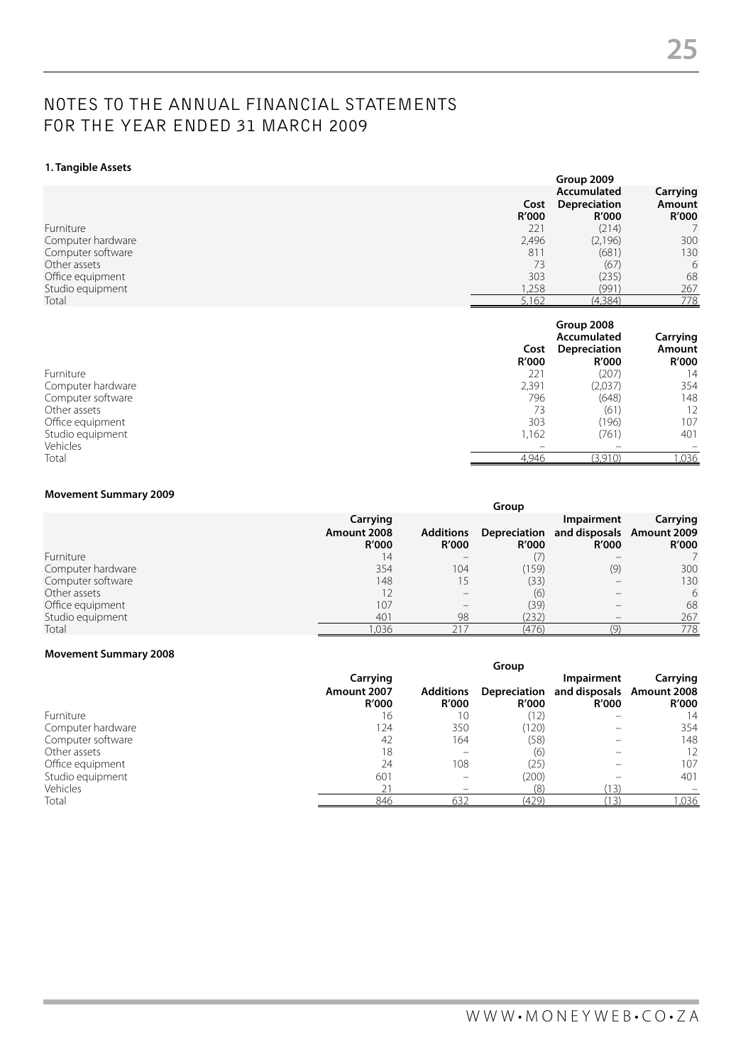# NOTES TO THE ANNUAL FINANCIAL STATEMENTS FOR THE YEAR ENDED 31 MARCH 2009

## 1. Tangible Assets

| | Group 2009 | | |
|---|---|---|---|
| | Cost | Accumulated Depreciation | Carrying Amount |
| | R'000 | R'000 | R'000 |
| Furniture | 221 | (214) | 7 |
| Computer hardware | 2,496 | (2,196) | 300 |
| Computer software | 811 | (681) | 130 |
| Other assets | 73 | (67) | 6 |
| Office equipment | 303 | (235) | 68 |
| Studio equipment | 1,258 | (991) | 267 |
| Total | 5,162 | (4,384) | 778 |

| | Group 2008 | | |
|---|---|---|---|
| | Cost | Accumulated Depreciation | Carrying Amount |
| | R'000 | R'000 | R'000 |
| Furniture | 221 | (207) | 14 |
| Computer hardware | 2,391 | (2,037) | 354 |
| Computer software | 796 | (648) | 148 |
| Other assets | 73 | (61) | 12 |
| Office equipment | 303 | (196) | 107 |
| Studio equipment | 1,162 | (761) | 401 |
| Vehicles | – | – | – |
| Total | 4,946 | (3,910) | 1,036 |

### Movement Summary 2009

| | Group | | | | |
|---|---|---|---|---|---|
| | Carrying Amount 2008 | Additions | Depreciation | Impairment and disposals | Carrying Amount 2009 |
| | R'000 | R'000 | R'000 | R'000 | R'000 |
| Furniture | 14 | – | (7) | – | 7 |
| Computer hardware | 354 | 104 | (159) | (9) | 300 |
| Computer software | 148 | 15 | (33) | – | 130 |
| Other assets | 12 | – | (6) | – | 6 |
| Office equipment | 107 | – | (39) | – | 68 |
| Studio equipment | 401 | 98 | (232) | – | 267 |
| Total | 1,036 | 217 | (476) | (9) | 778 |

### Movement Summary 2008

| | Group | | | | |
|---|---|---|---|---|---|
| | Carrying Amount 2007 | Additions | Depreciation | Impairment and disposals | Carrying Amount 2008 |
| | R'000 | R'000 | R'000 | R'000 | R'000 |
| Furniture | 16 | 10 | (12) | – | 14 |
| Computer hardware | 124 | 350 | (120) | – | 354 |
| Computer software | 42 | 164 | (58) | – | 148 |
| Other assets | 18 | – | (6) | – | 12 |
| Office equipment | 24 | 108 | (25) | – | 107 |
| Studio equipment | 601 | – | (200) | – | 401 |
| Vehicles | 21 | – | (8) | (13) | – |
| Total | 846 | 632 | (429) | (13) | 1,036 |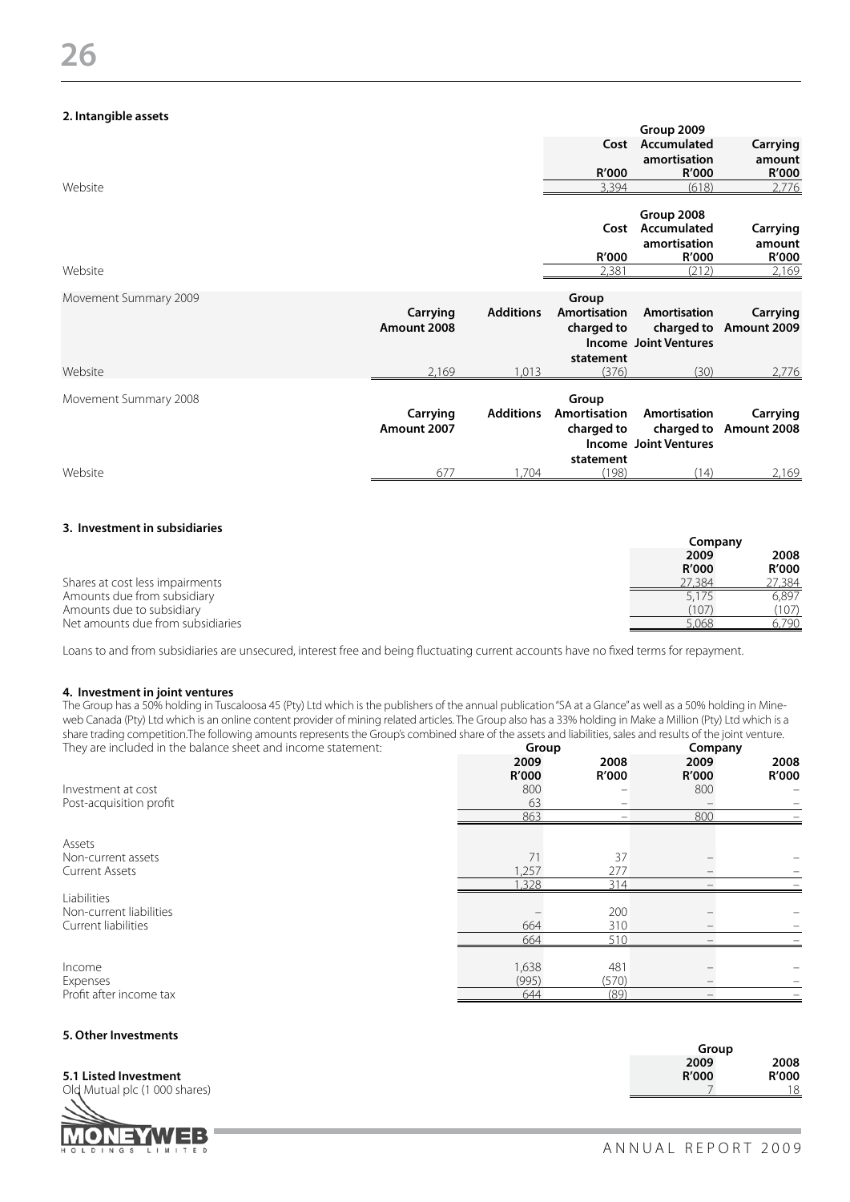## 2. Intangible assets

| | Group 2009 | | |
|---|---|---|---|
| | Cost | Accumulated amortisation | Carrying amount |
| | R'000 | R'000 | R'000 |
| Website | 3,394 | (618) | 2,776 |

| | Group 2008 | | |
|---|---|---|---|
| | Cost | Accumulated amortisation | Carrying amount |
| | R'000 | R'000 | R'000 |
| Website | 2,381 | (212) | 2,169 |

| Movement Summary 2009 | Carrying Amount 2008 | Additions | Group Amortisation charged to Income statement | Amortisation charged to Joint Ventures | Carrying Amount 2009 |
|---|---|---|---|---|---|
| Website | 2,169 | 1,013 | (376) | (30) | 2,776 |

| Movement Summary 2008 | Carrying Amount 2007 | Additions | Group Amortisation charged to Income statement | Amortisation charged to Joint Ventures | Carrying Amount 2008 |
|---|---|---|---|---|---|
| Website | 677 | 1,704 | (198) | (14) | 2,169 |

## 3. Investment in subsidiaries

| | Company | |
|---|---|---|
| | 2009 | 2008 |
| | R'000 | R'000 |
| Shares at cost less impairments | 27,384 | 27,384 |
| Amounts due from subsidiary | 5,175 | 6,897 |
| Amounts due to subsidiary | (107) | (107) |
| Net amounts due from subsidiaries | 5,068 | 6,790 |

Loans to and from subsidiaries are unsecured, interest free and being fluctuating current accounts have no fixed terms for repayment.

## 4. Investment in joint ventures

The Group has a 50% holding in Tuscaloosa 45 (Pty) Ltd which is the publishers of the annual publication "SA at a Glance" as well as a 50% holding in Mineweb Canada (Pty) Ltd which is an online content provider of mining related articles. The Group also has a 33% holding in Make a Million (Pty) Ltd which is a share trading competition.The following amounts represents the Group's combined share of the assets and liabilities, sales and results of the joint venture. They are included in the balance sheet and income statement:

| | Group | | Company | |
|---|---|---|---|---|
| | 2009 | 2008 | 2009 | 2008 |
| | R'000 | R'000 | R'000 | R'000 |
| Investment at cost | 800 | – | 800 | – |
| Post-acquisition profit | 63 | – | – | – |
| | 863 | – | 800 | – |
| Assets | | | | |
| Non-current assets | 71 | 37 | – | – |
| Current Assets | 1,257 | 277 | – | – |
| | 1,328 | 314 | – | – |
| Liabilities | | | | |
| Non-current liabilities | – | 200 | – | – |
| Current liabilities | 664 | 310 | – | – |
| | 664 | 510 | – | – |
| Income | 1,638 | 481 | – | – |
| Expenses | (995) | (570) | – | – |
| Profit after income tax | 644 | (89) | – | – |

## 5. Other Investments

| | Group | |
|---|---|---|
| | 2009 | 2008 |
| **5.1 Listed Investment** | R'000 | R'000 |
| Old Mutual plc (1 000 shares) | 7 | 18 |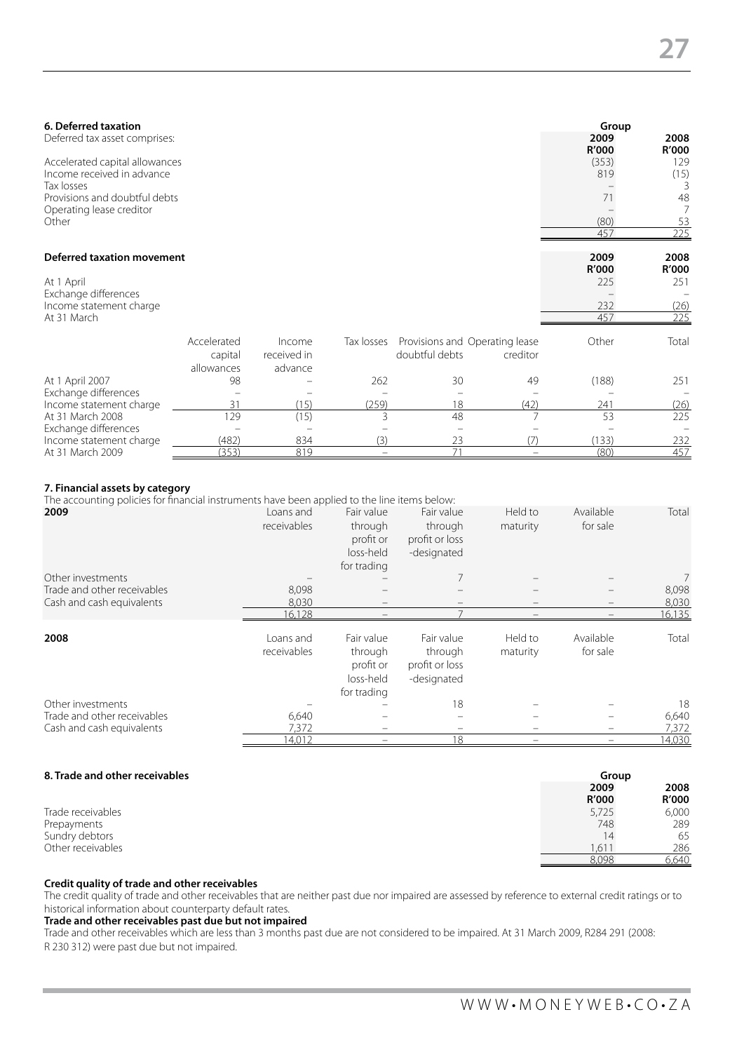## 6. Deferred taxation

| Deferred tax asset comprises: | Group 2009 R'000 | 2008 R'000 |
|---|---|---|
| Accelerated capital allowances | (353) | 129 |
| Income received in advance | 819 | (15) |
| Tax losses | – | 3 |
| Provisions and doubtful debts | 71 | 48 |
| Operating lease creditor | – | 7 |
| Other | (80) | 53 |
| | 457 | 225 |

**Deferred taxation movement**

| | 2009 R'000 | 2008 R'000 |
|---|---|---|
| At 1 April | 225 | 251 |
| Exchange differences | – | – |
| Income statement charge | 232 | (26) |
| At 31 March | 457 | 225 |

| | Accelerated capital allowances | Income received in advance | Tax losses | Provisions and doubtful debts | Operating lease creditor | Other | Total |
|---|---|---|---|---|---|---|---|
| At 1 April 2007 | 98 | – | 262 | 30 | 49 | (188) | 251 |
| Exchange differences | – | – | – | – | – | – | – |
| Income statement charge | 31 | (15) | (259) | 18 | (42) | 241 | (26) |
| At 31 March 2008 | 129 | (15) | 3 | 48 | 7 | 53 | 225 |
| Exchange differences | – | – | – | – | – | – | – |
| Income statement charge | (482) | 834 | (3) | 23 | (7) | (133) | 232 |
| At 31 March 2009 | (353) | 819 | – | 71 | – | (80) | 457 |

## 7. Financial assets by category

The accounting policies for financial instruments have been applied to the line items below:

| 2009 | Loans and receivables | Fair value through profit or loss-held for trading | Fair value through profit or loss -designated | Held to maturity | Available for sale | Total |
|---|---|---|---|---|---|---|
| Other investments | – | – | 7 | – | – | 7 |
| Trade and other receivables | 8,098 | – | – | – | – | 8,098 |
| Cash and cash equivalents | 8,030 | – | – | – | – | 8,030 |
| | 16,128 | – | 7 | – | – | 16,135 |

| 2008 | Loans and receivables | Fair value through profit or loss-held for trading | Fair value through profit or loss -designated | Held to maturity | Available for sale | Total |
|---|---|---|---|---|---|---|
| Other investments | – | – | 18 | – | – | 18 |
| Trade and other receivables | 6,640 | – | – | – | – | 6,640 |
| Cash and cash equivalents | 7,372 | – | – | – | – | 7,372 |
| | 14,012 | – | 18 | – | – | 14,030 |

## 8. Trade and other receivables

| | Group 2009 R'000 | 2008 R'000 |
|---|---|---|
| Trade receivables | 5,725 | 6,000 |
| Prepayments | 748 | 289 |
| Sundry debtors | 14 | 65 |
| Other receivables | 1,611 | 286 |
| | 8,098 | 6,640 |

**Credit quality of trade and other receivables**

The credit quality of trade and other receivables that are neither past due nor impaired are assessed by reference to external credit ratings or to historical information about counterparty default rates.

**Trade and other receivables past due but not impaired**

Trade and other receivables which are less than 3 months past due are not considered to be impaired. At 31 March 2009, R284 291 (2008: R 230 312) were past due but not impaired.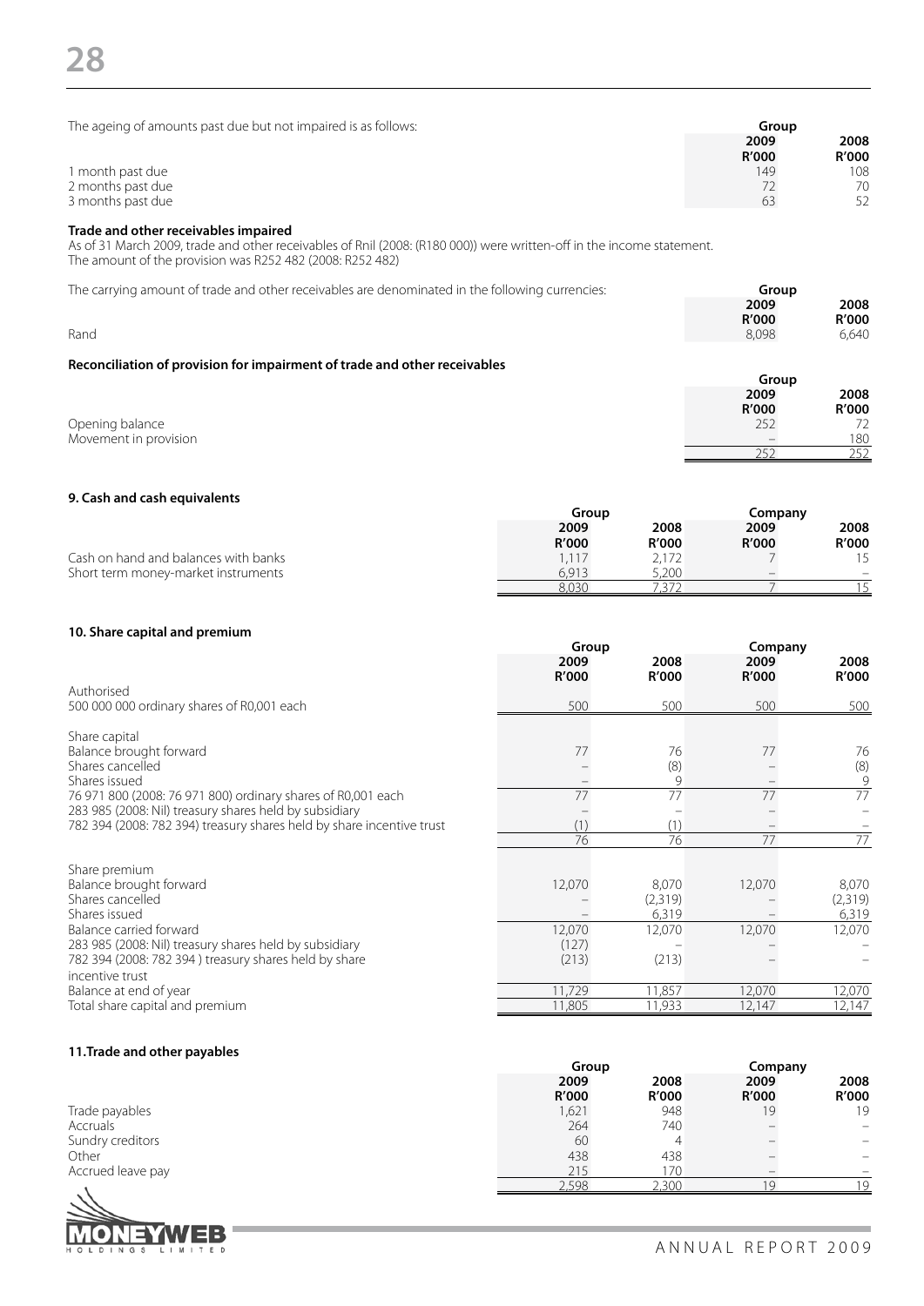| The ageing of amounts past due but not impaired is as follows: | Group | |
|---|---|---|
| | 2009 | 2008 |
| | R'000 | R'000 |
| 1 month past due | 149 | 108 |
| 2 months past due | 72 | 70 |
| 3 months past due | 63 | 52 |

**Trade and other receivables impaired**

As of 31 March 2009, trade and other receivables of Rnil (2008: (R180 000)) were written-off in the income statement.
The amount of the provision was R252 482 (2008: R252 482)

| The carrying amount of trade and other receivables are denominated in the following currencies: | Group | |
|---|---|---|
| | 2009 | 2008 |
| | R'000 | R'000 |
| Rand | 8,098 | 6,640 |

**Reconciliation of provision for impairment of trade and other receivables**

| | Group | |
|---|---|---|
| | 2009 | 2008 |
| | R'000 | R'000 |
| Opening balance | 252 | 72 |
| Movement in provision | – | 180 |
| | 252 | 252 |

**9. Cash and cash equivalents**

| | Group | | Company | |
|---|---|---|---|---|
| | 2009 | 2008 | 2009 | 2008 |
| | R'000 | R'000 | R'000 | R'000 |
| Cash on hand and balances with banks | 1,117 | 2,172 | 7 | 15 |
| Short term money-market instruments | 6,913 | 5,200 | – | – |
| | 8,030 | 7,372 | 7 | 15 |

**10. Share capital and premium**

| | Group | | Company | |
|---|---|---|---|---|
| | 2009 | 2008 | 2009 | 2008 |
| | R'000 | R'000 | R'000 | R'000 |
| Authorised | | | | |
| 500 000 000 ordinary shares of R0,001 each | 500 | 500 | 500 | 500 |
| | | | | |
| Share capital | | | | |
| Balance brought forward | 77 | 76 | 77 | 76 |
| Shares cancelled | – | (8) | – | (8) |
| Shares issued | – | 9 | – | 9 |
| 76 971 800 (2008: 76 971 800) ordinary shares of R0,001 each | 77 | 77 | 77 | 77 |
| 283 985 (2008: Nil) treasury shares held by subsidiary | – | – | – | – |
| 782 394 (2008: 782 394) treasury shares held by share incentive trust | (1) | (1) | – | – |
| | 76 | 76 | 77 | 77 |
| | | | | |
| Share premium | | | | |
| Balance brought forward | 12,070 | 8,070 | 12,070 | 8,070 |
| Shares cancelled | – | (2,319) | – | (2,319) |
| Shares issued | – | 6,319 | – | 6,319 |
| Balance carried forward | 12,070 | 12,070 | 12,070 | 12,070 |
| 283 985 (2008: Nil) treasury shares held by subsidiary | (127) | – | – | – |
| 782 394 (2008: 782 394 ) treasury shares held by share incentive trust | (213) | (213) | – | – |
| Balance at end of year | 11,729 | 11,857 | 12,070 | 12,070 |
| Total share capital and premium | 11,805 | 11,933 | 12,147 | 12,147 |

**11.Trade and other payables**

| | Group | | Company | |
|---|---|---|---|---|
| | 2009 | 2008 | 2009 | 2008 |
| | R'000 | R'000 | R'000 | R'000 |
| Trade payables | 1,621 | 948 | 19 | 19 |
| Accruals | 264 | 740 | – | – |
| Sundry creditors | 60 | 4 | – | – |
| Other | 438 | 438 | – | – |
| Accrued leave pay | 215 | 170 | – | – |
| | 2,598 | 2,300 | 19 | 19 |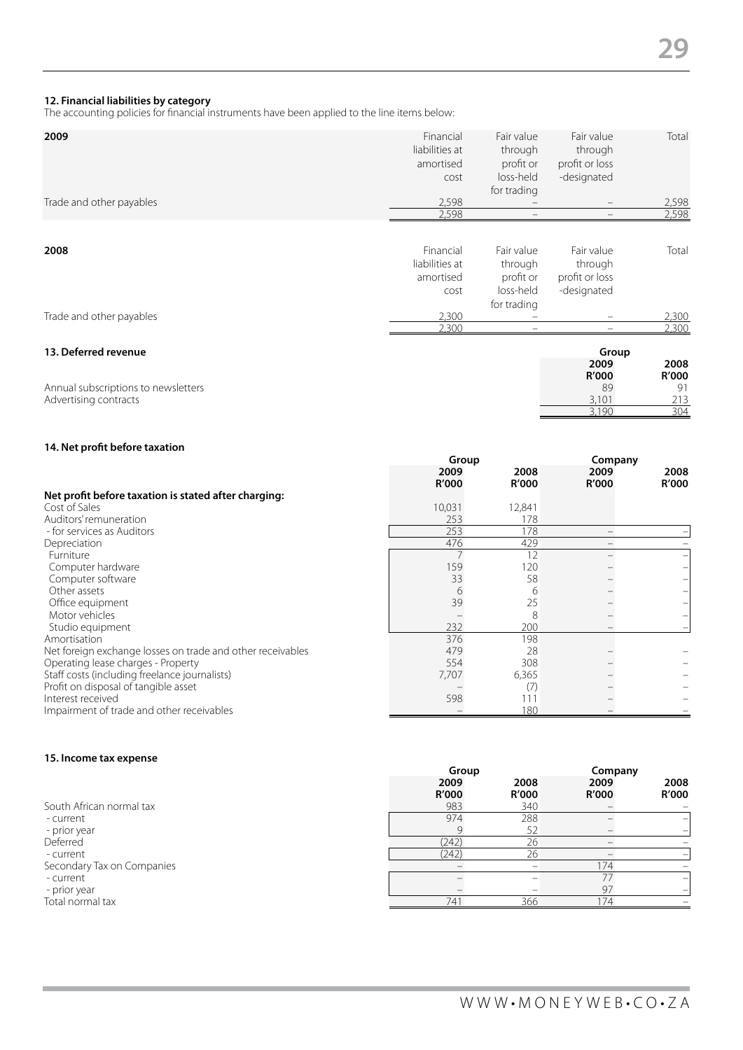## 12. Financial liabilities by category

The accounting policies for financial instruments have been applied to the line items below:

| 2009 | Financial liabilities at amortised cost | Fair value through profit or loss-held for trading | Fair value through profit or loss -designated | Total |
|---|---|---|---|---|
| Trade and other payables | 2,598 | – | – | 2,598 |
| | 2,598 | – | – | 2,598 |

| 2008 | Financial liabilities at amortised cost | Fair value through profit or loss-held for trading | Fair value through profit or loss -designated | Total |
|---|---|---|---|---|
| Trade and other payables | 2,300 | – | – | 2,300 |
| | 2,300 | – | – | 2,300 |

## 13. Deferred revenue

| | Group | |
|---|---|---|
| | 2009 R'000 | 2008 R'000 |
| Annual subscriptions to newsletters | 89 | 91 |
| Advertising contracts | 3,101 | 213 |
| | 3,190 | 304 |

## 14. Net profit before taxation

| | Group | | Company | |
|---|---|---|---|---|
| | 2009 R'000 | 2008 R'000 | 2009 R'000 | 2008 R'000 |
| **Net profit before taxation is stated after charging:** | | | | |
| Cost of Sales | 10,031 | 12,841 | | |
| Auditors' remuneration | 253 | 178 | | |
| - for services as Auditors | 253 | 178 | – | – |
| Depreciation | 476 | 429 | – | – |
| Furniture | 7 | 12 | – | – |
| Computer hardware | 159 | 120 | – | – |
| Computer software | 33 | 58 | – | – |
| Other assets | 6 | 6 | – | – |
| Office equipment | 39 | 25 | – | – |
| Motor vehicles | – | 8 | – | – |
| Studio equipment | 232 | 200 | – | – |
| Amortisation | 376 | 198 | | |
| Net foreign exchange losses on trade and other receivables | 479 | 28 | – | – |
| Operating lease charges - Property | 554 | 308 | – | – |
| Staff costs (including freelance journalists) | 7,707 | 6,365 | – | – |
| Profit on disposal of tangible asset | – | (7) | – | – |
| Interest received | 598 | 111 | – | – |
| Impairment of trade and other receivables | – | 180 | – | – |

## 15. Income tax expense

| | Group | | Company | |
|---|---|---|---|---|
| | 2009 R'000 | 2008 R'000 | 2009 R'000 | 2008 R'000 |
| South African normal tax | 983 | 340 | – | – |
| - current | 974 | 288 | – | – |
| - prior year | 9 | 52 | – | – |
| Deferred | (242) | 26 | – | – |
| - current | (242) | 26 | – | – |
| Secondary Tax on Companies | – | – | 174 | – |
| - current | – | – | 77 | – |
| - prior year | – | – | 97 | – |
| Total normal tax | 741 | 366 | 174 | – |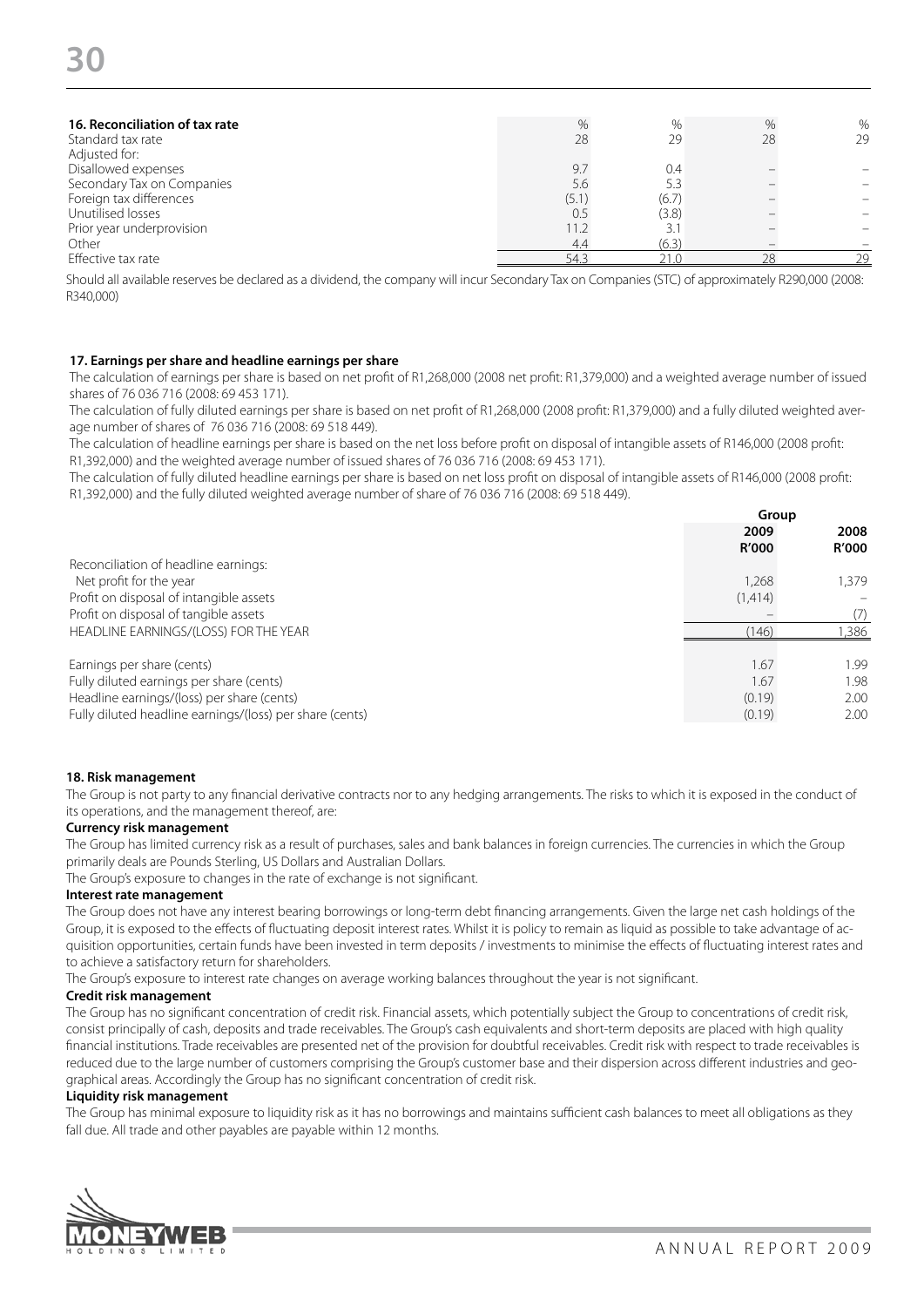| 16. Reconciliation of tax rate | % | % | % | % |
|---|---|---|---|---|
| Standard tax rate | 28 | 29 | 28 | 29 |
| Adjusted for: | | | | |
| Disallowed expenses | 9.7 | 0.4 | – | – |
| Secondary Tax on Companies | 5.6 | 5.3 | – | – |
| Foreign tax differences | (5.1) | (6.7) | – | – |
| Unutilised losses | 0.5 | (3.8) | – | – |
| Prior year underprovision | 11.2 | 3.1 | – | – |
| Other | 4.4 | (6.3) | – | – |
| Effective tax rate | 54.3 | 21.0 | 28 | 29 |

Should all available reserves be declared as a dividend, the company will incur Secondary Tax on Companies (STC) of approximately R290,000 (2008: R340,000)

**17. Earnings per share and headline earnings per share**

The calculation of earnings per share is based on net profit of R1,268,000 (2008 net profit: R1,379,000) and a weighted average number of issued shares of 76 036 716 (2008: 69 453 171).

The calculation of fully diluted earnings per share is based on net profit of R1,268,000 (2008 profit: R1,379,000) and a fully diluted weighted average number of shares of 76 036 716 (2008: 69 518 449).

The calculation of headline earnings per share is based on the net loss before profit on disposal of intangible assets of R146,000 (2008 profit: R1,392,000) and the weighted average number of issued shares of 76 036 716 (2008: 69 453 171).

The calculation of fully diluted headline earnings per share is based on net loss profit on disposal of intangible assets of R146,000 (2008 profit: R1,392,000) and the fully diluted weighted average number of share of 76 036 716 (2008: 69 518 449).

| | Group | |
|---|---|---|
| | 2009 R'000 | 2008 R'000 |
| Reconciliation of headline earnings: | | |
| Net profit for the year | 1,268 | 1,379 |
| Profit on disposal of intangible assets | (1,414) | – |
| Profit on disposal of tangible assets | – | (7) |
| HEADLINE EARNINGS/(LOSS) FOR THE YEAR | (146) | 1,386 |
| | | |
| Earnings per share (cents) | 1.67 | 1.99 |
| Fully diluted earnings per share (cents) | 1.67 | 1.98 |
| Headline earnings/(loss) per share (cents) | (0.19) | 2.00 |
| Fully diluted headline earnings/(loss) per share (cents) | (0.19) | 2.00 |

**18. Risk management**

The Group is not party to any financial derivative contracts nor to any hedging arrangements. The risks to which it is exposed in the conduct of its operations, and the management thereof, are:

**Currency risk management**

The Group has limited currency risk as a result of purchases, sales and bank balances in foreign currencies. The currencies in which the Group primarily deals are Pounds Sterling, US Dollars and Australian Dollars.

The Group's exposure to changes in the rate of exchange is not significant.

**Interest rate management**

The Group does not have any interest bearing borrowings or long-term debt financing arrangements. Given the large net cash holdings of the Group, it is exposed to the effects of fluctuating deposit interest rates. Whilst it is policy to remain as liquid as possible to take advantage of acquisition opportunities, certain funds have been invested in term deposits / investments to minimise the effects of fluctuating interest rates and to achieve a satisfactory return for shareholders.

The Group's exposure to interest rate changes on average working balances throughout the year is not significant.

**Credit risk management**

The Group has no significant concentration of credit risk. Financial assets, which potentially subject the Group to concentrations of credit risk, consist principally of cash, deposits and trade receivables. The Group's cash equivalents and short-term deposits are placed with high quality financial institutions. Trade receivables are presented net of the provision for doubtful receivables. Credit risk with respect to trade receivables is reduced due to the large number of customers comprising the Group's customer base and their dispersion across different industries and geographical areas. Accordingly the Group has no significant concentration of credit risk.

**Liquidity risk management**

The Group has minimal exposure to liquidity risk as it has no borrowings and maintains sufficient cash balances to meet all obligations as they fall due. All trade and other payables are payable within 12 months.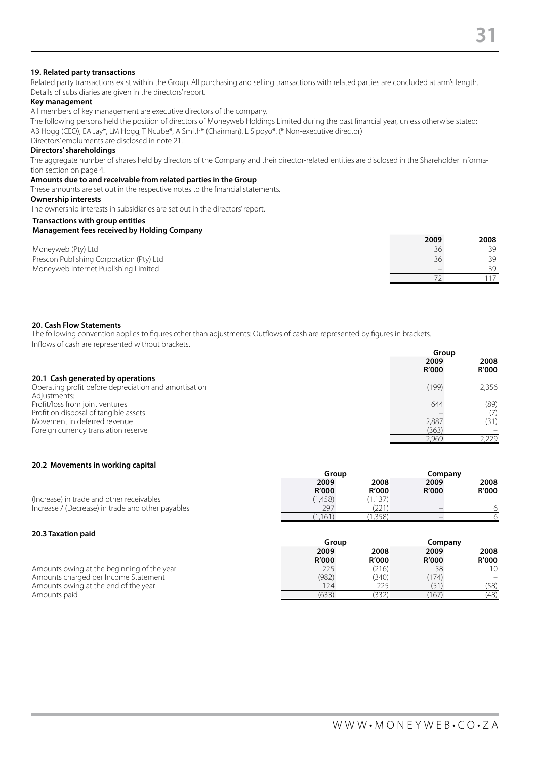### 19. Related party transactions

Related party transactions exist within the Group. All purchasing and selling transactions with related parties are concluded at arm's length. Details of subsidiaries are given in the directors' report.

**Key management**

All members of key management are executive directors of the company.

The following persons held the position of directors of Moneyweb Holdings Limited during the past financial year, unless otherwise stated: AB Hogg (CEO), EA Jay*, LM Hogg, T Ncube*, A Smith* (Chairman), L Sipoyo*. (* Non-executive director)

Directors' emoluments are disclosed in note 21.

**Directors' shareholdings**

The aggregate number of shares held by directors of the Company and their director-related entities are disclosed in the Shareholder Information section on page 4.

**Amounts due to and receivable from related parties in the Group**

These amounts are set out in the respective notes to the financial statements.

**Ownership interests**

The ownership interests in subsidiaries are set out in the directors' report.

**Transactions with group entities**

**Management fees received by Holding Company**

| | 2009 | 2008 |
|---|---|---|
| Moneyweb (Pty) Ltd | 36 | 39 |
| Prescon Publishing Corporation (Pty) Ltd | 36 | 39 |
| Moneyweb Internet Publishing Limited | – | 39 |
| | 72 | 117 |

### 20. Cash Flow Statements

The following convention applies to figures other than adjustments: Outflows of cash are represented by figures in brackets. Inflows of cash are represented without brackets.

| | Group | |
|---|---|---|
| | 2009 R'000 | 2008 R'000 |
| **20.1 Cash generated by operations** | | |
| Operating profit before depreciation and amortisation | (199) | 2,356 |
| Adjustments: | | |
| Profit/loss from joint ventures | 644 | (89) |
| Profit on disposal of tangible assets | – | (7) |
| Movement in deferred revenue | 2,887 | (31) |
| Foreign currency translation reserve | (363) | – |
| | 2,969 | 2,229 |

**20.2 Movements in working capital**

| | Group | | Company | |
|---|---|---|---|---|
| | 2009 R'000 | 2008 R'000 | 2009 R'000 | 2008 R'000 |
| (Increase) in trade and other receivables | (1,458) | (1,137) | | |
| Increase / (Decrease) in trade and other payables | 297 | (221) | – | 6 |
| | (1,161) | (1,358) | – | 6 |

**20.3 Taxation paid**

| | Group | | Company | |
|---|---|---|---|---|
| | 2009 R'000 | 2008 R'000 | 2009 R'000 | 2008 R'000 |
| Amounts owing at the beginning of the year | 225 | (216) | 58 | 10 |
| Amounts charged per Income Statement | (982) | (340) | (174) | – |
| Amounts owing at the end of the year | 124 | 225 | (51) | (58) |
| Amounts paid | (633) | (332) | (167) | (48) |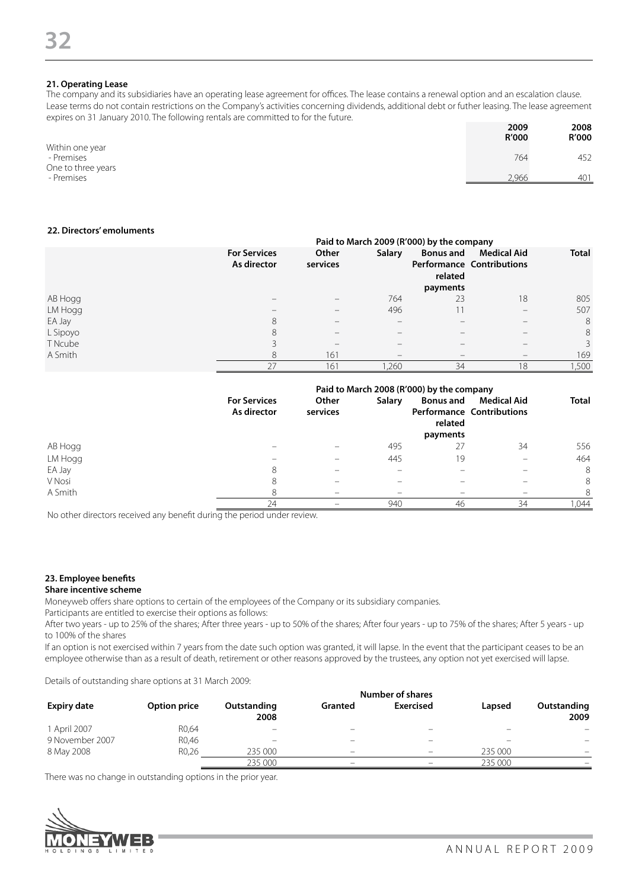### 21. Operating Lease

The company and its subsidiaries have an operating lease agreement for offices. The lease contains a renewal option and an escalation clause. Lease terms do not contain restrictions on the Company's activities concerning dividends, additional debt or futher leasing. The lease agreement expires on 31 January 2010. The following rentals are committed to for the future.

| | 2009 R'000 | 2008 R'000 |
|---|---|---|
| Within one year | | |
| - Premises | 764 | 452 |
| One to three years | | |
| - Premises | 2,966 | 401 |

### 22. Directors' emoluments

| | Paid to March 2009 (R'000) by the company | | | | | |
|---|---|---|---|---|---|---|
| | For Services As director | Other services | Salary | Bonus and Performance related payments | Medical Aid Contributions | Total |
| AB Hogg | – | – | 764 | 23 | 18 | 805 |
| LM Hogg | – | – | 496 | 11 | – | 507 |
| EA Jay | 8 | – | – | – | – | 8 |
| L Sipoyo | 8 | – | – | – | – | 8 |
| T Ncube | 3 | – | – | – | – | 3 |
| A Smith | 8 | 161 | – | – | – | 169 |
| | 27 | 161 | 1,260 | 34 | 18 | 1,500 |

| | Paid to March 2008 (R'000) by the company | | | | | |
|---|---|---|---|---|---|---|
| | For Services As director | Other services | Salary | Bonus and Performance related payments | Medical Aid Contributions | Total |
| AB Hogg | – | – | 495 | 27 | 34 | 556 |
| LM Hogg | – | – | 445 | 19 | – | 464 |
| EA Jay | 8 | – | – | – | – | 8 |
| V Nosi | 8 | – | – | – | – | 8 |
| A Smith | 8 | – | – | – | – | 8 |
| | 24 | – | 940 | 46 | 34 | 1,044 |

No other directors received any benefit during the period under review.

### 23. Employee benefits

**Share incentive scheme**

Moneyweb offers share options to certain of the employees of the Company or its subsidiary companies.

Participants are entitled to exercise their options as follows:

After two years - up to 25% of the shares; After three years - up to 50% of the shares; After four years - up to 75% of the shares; After 5 years - up to 100% of the shares

If an option is not exercised within 7 years from the date such option was granted, it will lapse. In the event that the participant ceases to be an employee otherwise than as a result of death, retirement or other reasons approved by the trustees, any option not yet exercised will lapse.

Details of outstanding share options at 31 March 2009:

| | | Number of shares | | | | |
|---|---|---|---|---|---|---|
| Expiry date | Option price | Outstanding 2008 | Granted | Exercised | Lapsed | Outstanding 2009 |
| 1 April 2007 | R0,64 | – | – | – | – | – |
| 9 November 2007 | R0,46 | – | – | – | – | – |
| 8 May 2008 | R0,26 | 235 000 | – | – | 235 000 | – |
| | | 235 000 | – | – | 235 000 | – |

There was no change in outstanding options in the prior year.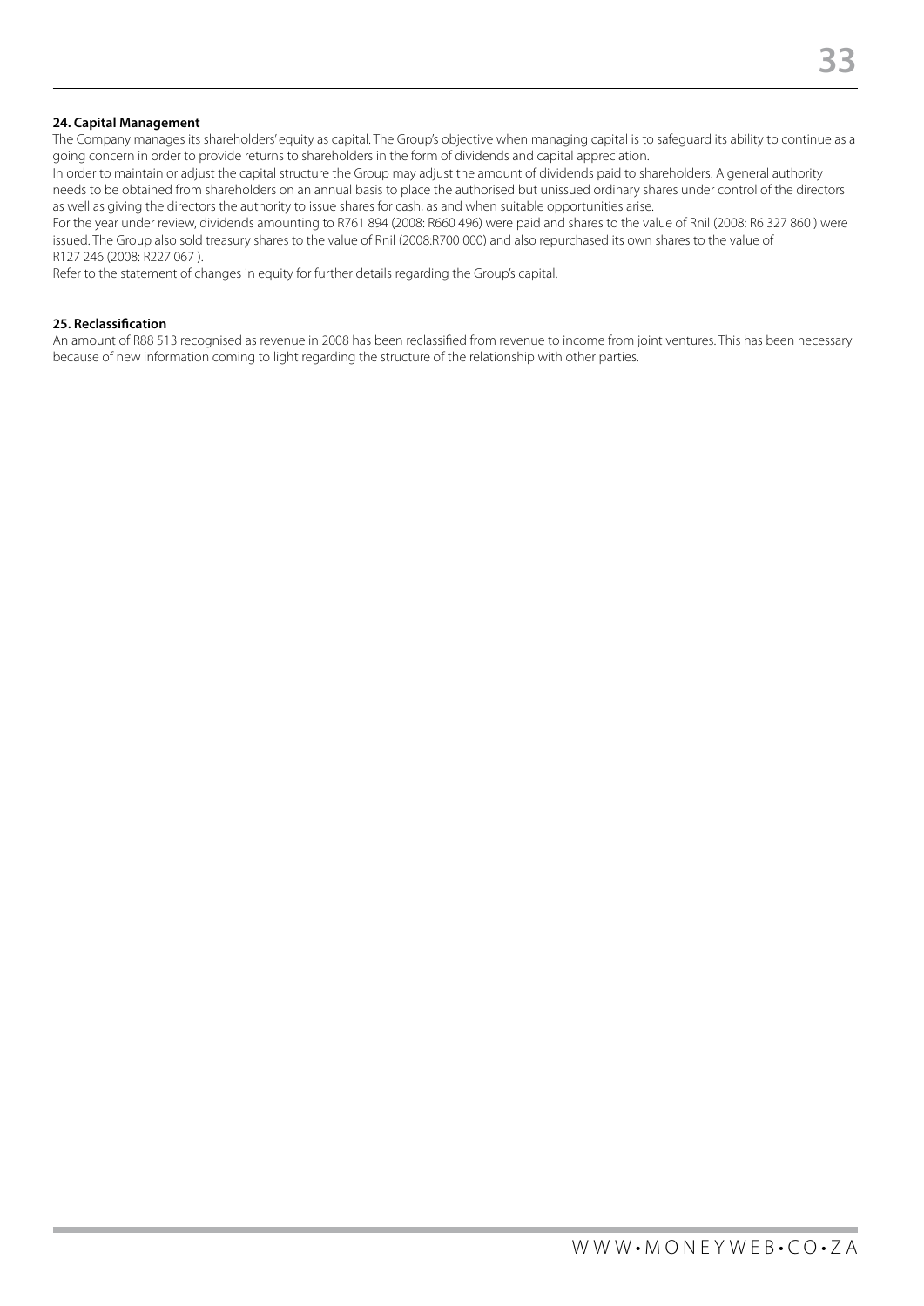### 24. Capital Management

The Company manages its shareholders' equity as capital. The Group's objective when managing capital is to safeguard its ability to continue as a going concern in order to provide returns to shareholders in the form of dividends and capital appreciation.

In order to maintain or adjust the capital structure the Group may adjust the amount of dividends paid to shareholders. A general authority needs to be obtained from shareholders on an annual basis to place the authorised but unissued ordinary shares under control of the directors as well as giving the directors the authority to issue shares for cash, as and when suitable opportunities arise.

For the year under review, dividends amounting to R761 894 (2008: R660 496) were paid and shares to the value of Rnil (2008: R6 327 860 ) were issued. The Group also sold treasury shares to the value of Rnil (2008:R700 000) and also repurchased its own shares to the value of R127 246 (2008: R227 067 ).

Refer to the statement of changes in equity for further details regarding the Group's capital.

### 25. Reclassification

An amount of R88 513 recognised as revenue in 2008 has been reclassified from revenue to income from joint ventures. This has been necessary because of new information coming to light regarding the structure of the relationship with other parties.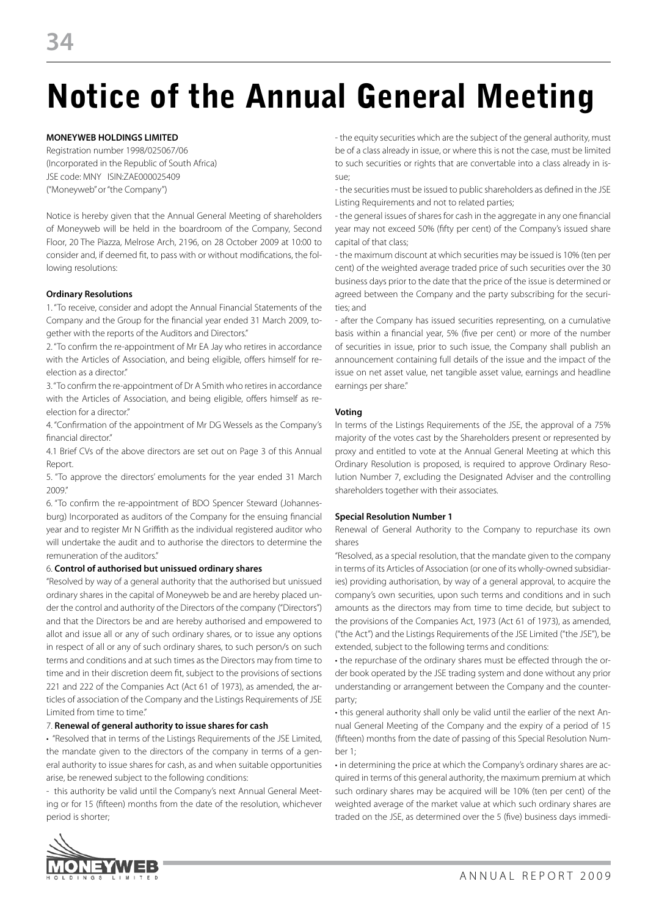# Notice of the Annual General Meeting

**MONEYWEB HOLDINGS LIMITED**
Registration number 1998/025067/06
(Incorporated in the Republic of South Africa)
JSE code: MNY ISIN:ZAE000025409
("Moneyweb" or "the Company")

Notice is hereby given that the Annual General Meeting of shareholders of Moneyweb will be held in the boardroom of the Company, Second Floor, 20 The Piazza, Melrose Arch, 2196, on 28 October 2009 at 10:00 to consider and, if deemed fit, to pass with or without modifications, the following resolutions:

**Ordinary Resolutions**

1. "To receive, consider and adopt the Annual Financial Statements of the Company and the Group for the financial year ended 31 March 2009, together with the reports of the Auditors and Directors."

2. "To confirm the re-appointment of Mr EA Jay who retires in accordance with the Articles of Association, and being eligible, offers himself for re-election as a director."

3. "To confirm the re-appointment of Dr A Smith who retires in accordance with the Articles of Association, and being eligible, offers himself as re-election for a director."

4. "Confirmation of the appointment of Mr DG Wessels as the Company's financial director."

4.1 Brief CVs of the above directors are set out on Page 3 of this Annual Report.

5. "To approve the directors' emoluments for the year ended 31 March 2009."

6. "To confirm the re-appointment of BDO Spencer Steward (Johannesburg) Incorporated as auditors of the Company for the ensuing financial year and to register Mr N Griffith as the individual registered auditor who will undertake the audit and to authorise the directors to determine the remuneration of the auditors."

6. **Control of authorised but unissued ordinary shares**

"Resolved by way of a general authority that the authorised but unissued ordinary shares in the capital of Moneyweb be and are hereby placed under the control and authority of the Directors of the company ("Directors") and that the Directors be and are hereby authorised and empowered to allot and issue all or any of such ordinary shares, or to issue any options in respect of all or any of such ordinary shares, to such person/s on such terms and conditions and at such times as the Directors may from time to time and in their discretion deem fit, subject to the provisions of sections 221 and 222 of the Companies Act (Act 61 of 1973), as amended, the articles of association of the Company and the Listings Requirements of JSE Limited from time to time."

7. **Renewal of general authority to issue shares for cash**

• "Resolved that in terms of the Listings Requirements of the JSE Limited, the mandate given to the directors of the company in terms of a general authority to issue shares for cash, as and when suitable opportunities arise, be renewed subject to the following conditions:

- this authority be valid until the Company's next Annual General Meeting or for 15 (fifteen) months from the date of the resolution, whichever period is shorter;
- the equity securities which are the subject of the general authority, must be of a class already in issue, or where this is not the case, must be limited to such securities or rights that are convertable into a class already in issue;
- the securities must be issued to public shareholders as defined in the JSE Listing Requirements and not to related parties;
- the general issues of shares for cash in the aggregate in any one financial year may not exceed 50% (fifty per cent) of the Company's issued share capital of that class;
- the maximum discount at which securities may be issued is 10% (ten per cent) of the weighted average traded price of such securities over the 30 business days prior to the date that the price of the issue is determined or agreed between the Company and the party subscribing for the securities; and
- after the Company has issued securities representing, on a cumulative basis within a financial year, 5% (five per cent) or more of the number of securities in issue, prior to such issue, the Company shall publish an announcement containing full details of the issue and the impact of the issue on net asset value, net tangible asset value, earnings and headline earnings per share."

**Voting**

In terms of the Listings Requirements of the JSE, the approval of a 75% majority of the votes cast by the Shareholders present or represented by proxy and entitled to vote at the Annual General Meeting at which this Ordinary Resolution is proposed, is required to approve Ordinary Resolution Number 7, excluding the Designated Adviser and the controlling shareholders together with their associates.

**Special Resolution Number 1**

Renewal of General Authority to the Company to repurchase its own shares

"Resolved, as a special resolution, that the mandate given to the company in terms of its Articles of Association (or one of its wholly-owned subsidiaries) providing authorisation, by way of a general approval, to acquire the company's own securities, upon such terms and conditions and in such amounts as the directors may from time to time decide, but subject to the provisions of the Companies Act, 1973 (Act 61 of 1973), as amended, ("the Act") and the Listings Requirements of the JSE Limited ("the JSE"), be extended, subject to the following terms and conditions:

• the repurchase of the ordinary shares must be effected through the order book operated by the JSE trading system and done without any prior understanding or arrangement between the Company and the counterparty;

• this general authority shall only be valid until the earlier of the next Annual General Meeting of the Company and the expiry of a period of 15 (fifteen) months from the date of passing of this Special Resolution Number 1;

• in determining the price at which the Company's ordinary shares are acquired in terms of this general authority, the maximum premium at which such ordinary shares may be acquired will be 10% (ten per cent) of the weighted average of the market value at which such ordinary shares are traded on the JSE, as determined over the 5 (five) business days immedi-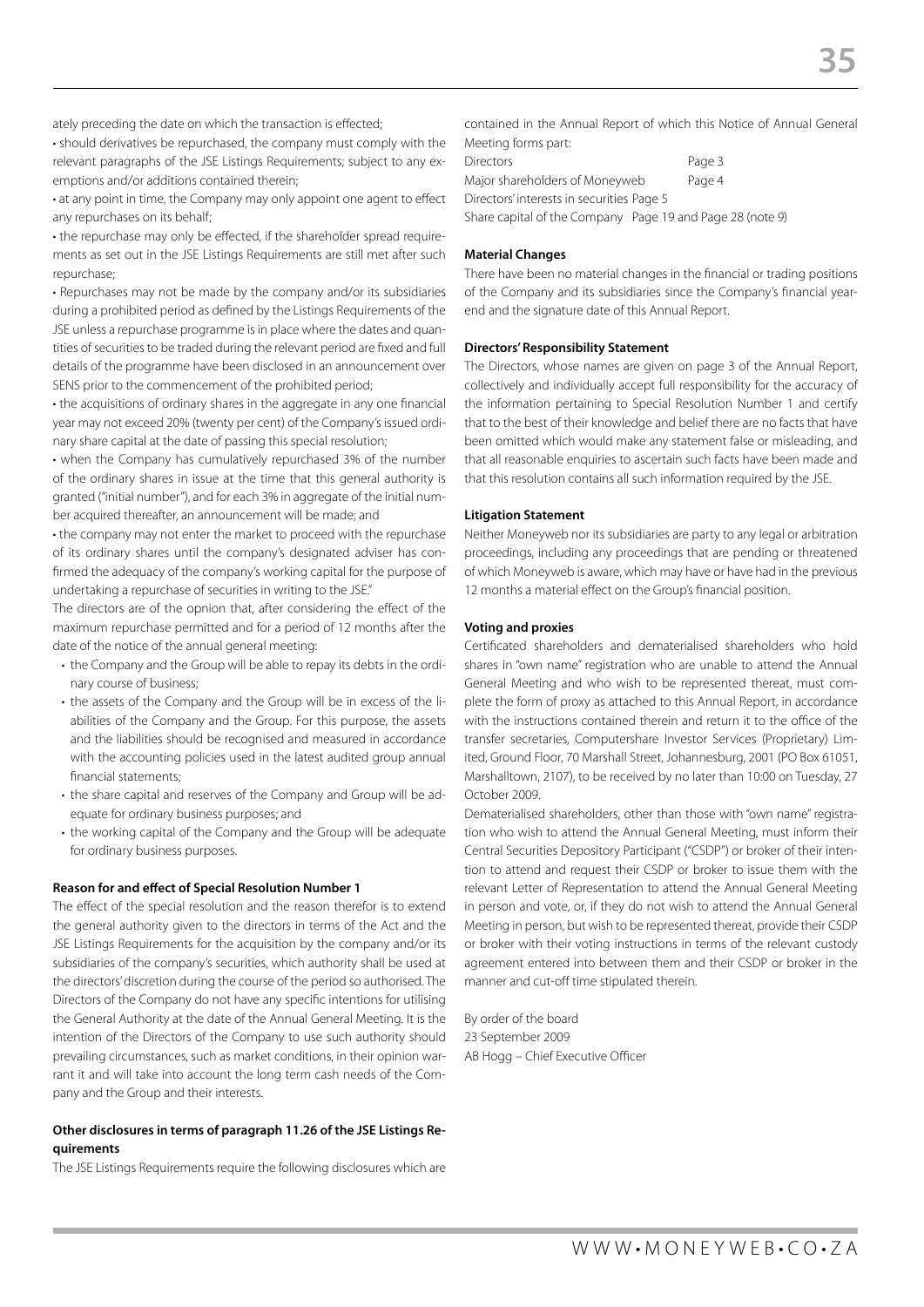ately preceding the date on which the transaction is effected;

• should derivatives be repurchased, the company must comply with the relevant paragraphs of the JSE Listings Requirements; subject to any exemptions and/or additions contained therein;

• at any point in time, the Company may only appoint one agent to effect any repurchases on its behalf;

• the repurchase may only be effected, if the shareholder spread requirements as set out in the JSE Listings Requirements are still met after such repurchase;

• Repurchases may not be made by the company and/or its subsidiaries during a prohibited period as defined by the Listings Requirements of the JSE unless a repurchase programme is in place where the dates and quantities of securities to be traded during the relevant period are fixed and full details of the programme have been disclosed in an announcement over SENS prior to the commencement of the prohibited period;

• the acquisitions of ordinary shares in the aggregate in any one financial year may not exceed 20% (twenty per cent) of the Company's issued ordinary share capital at the date of passing this special resolution;

• when the Company has cumulatively repurchased 3% of the number of the ordinary shares in issue at the time that this general authority is granted ("initial number"), and for each 3% in aggregate of the initial number acquired thereafter, an announcement will be made; and

• the company may not enter the market to proceed with the repurchase of its ordinary shares until the company's designated adviser has confirmed the adequacy of the company's working capital for the purpose of undertaking a repurchase of securities in writing to the JSE."

The directors are of the opnion that, after considering the effect of the maximum repurchase permitted and for a period of 12 months after the date of the notice of the annual general meeting:

- the Company and the Group will be able to repay its debts in the ordinary course of business;
- the assets of the Company and the Group will be in excess of the liabilities of the Company and the Group. For this purpose, the assets and the liabilities should be recognised and measured in accordance with the accounting policies used in the latest audited group annual financial statements;
- the share capital and reserves of the Company and Group will be adequate for ordinary business purposes; and
- the working capital of the Company and the Group will be adequate for ordinary business purposes.

**Reason for and effect of Special Resolution Number 1**

The effect of the special resolution and the reason therefor is to extend the general authority given to the directors in terms of the Act and the JSE Listings Requirements for the acquisition by the company and/or its subsidiaries of the company's securities, which authority shall be used at the directors' discretion during the course of the period so authorised. The Directors of the Company do not have any specific intentions for utilising the General Authority at the date of the Annual General Meeting. It is the intention of the Directors of the Company to use such authority should prevailing circumstances, such as market conditions, in their opinion warrant it and will take into account the long term cash needs of the Company and the Group and their interests.

**Other disclosures in terms of paragraph 11.26 of the JSE Listings Requirements**

The JSE Listings Requirements require the following disclosures which are contained in the Annual Report of which this Notice of Annual General Meeting forms part:

Directors Page 3
Major shareholders of Moneyweb Page 4
Directors' interests in securities Page 5
Share capital of the Company Page 19 and Page 28 (note 9)

**Material Changes**

There have been no material changes in the financial or trading positions of the Company and its subsidiaries since the Company's financial year-end and the signature date of this Annual Report.

**Directors' Responsibility Statement**

The Directors, whose names are given on page 3 of the Annual Report, collectively and individually accept full responsibility for the accuracy of the information pertaining to Special Resolution Number 1 and certify that to the best of their knowledge and belief there are no facts that have been omitted which would make any statement false or misleading, and that all reasonable enquiries to ascertain such facts have been made and that this resolution contains all such information required by the JSE.

**Litigation Statement**

Neither Moneyweb nor its subsidiaries are party to any legal or arbitration proceedings, including any proceedings that are pending or threatened of which Moneyweb is aware, which may have or have had in the previous 12 months a material effect on the Group's financial position.

**Voting and proxies**

Certificated shareholders and dematerialised shareholders who hold shares in "own name" registration who are unable to attend the Annual General Meeting and who wish to be represented thereat, must complete the form of proxy as attached to this Annual Report, in accordance with the instructions contained therein and return it to the office of the transfer secretaries, Computershare Investor Services (Proprietary) Limited, Ground Floor, 70 Marshall Street, Johannesburg, 2001 (PO Box 61051, Marshalltown, 2107), to be received by no later than 10:00 on Tuesday, 27 October 2009.

Dematerialised shareholders, other than those with "own name" registration who wish to attend the Annual General Meeting, must inform their Central Securities Depository Participant ("CSDP") or broker of their intention to attend and request their CSDP or broker to issue them with the relevant Letter of Representation to attend the Annual General Meeting in person and vote, or, if they do not wish to attend the Annual General Meeting in person, but wish to be represented thereat, provide their CSDP or broker with their voting instructions in terms of the relevant custody agreement entered into between them and their CSDP or broker in the manner and cut-off time stipulated therein.

By order of the board
23 September 2009
AB Hogg – Chief Executive Officer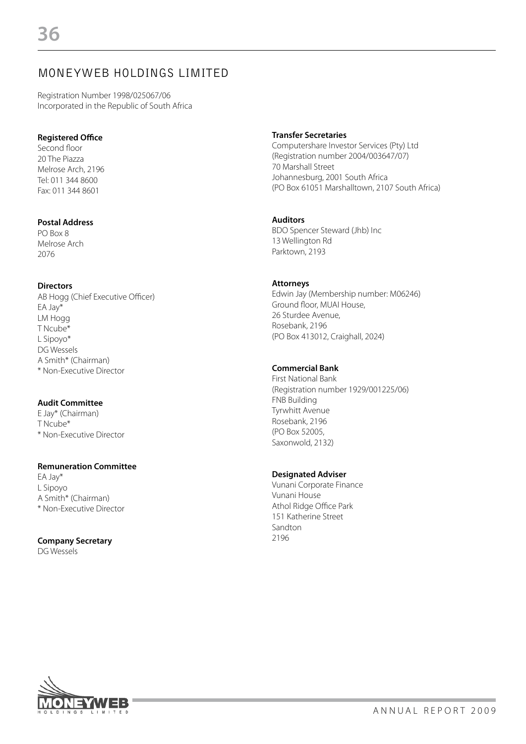# MONEYWEB HOLDINGS LIMITED

Registration Number 1998/025067/06
Incorporated in the Republic of South Africa

**Registered Office**
Second floor
20 The Piazza
Melrose Arch, 2196
Tel: 011 344 8600
Fax: 011 344 8601

**Postal Address**
PO Box 8
Melrose Arch
2076

**Directors**
AB Hogg (Chief Executive Officer)
EA Jay*
LM Hogg
T Ncube*
L Sipoyo*
DG Wessels
A Smith* (Chairman)
* Non-Executive Director

**Audit Committee**
E Jay* (Chairman)
T Ncube*
* Non-Executive Director

**Remuneration Committee**
EA Jay*
L Sipoyo
A Smith* (Chairman)
* Non-Executive Director

**Company Secretary**
DG Wessels

**Transfer Secretaries**
Computershare Investor Services (Pty) Ltd
(Registration number 2004/003647/07)
70 Marshall Street
Johannesburg, 2001 South Africa
(PO Box 61051 Marshalltown, 2107 South Africa)

**Auditors**
BDO Spencer Steward (Jhb) Inc
13 Wellington Rd
Parktown, 2193

**Attorneys**
Edwin Jay (Membership number: M06246)
Ground floor, MUAI House,
26 Sturdee Avenue,
Rosebank, 2196
(PO Box 413012, Craighall, 2024)

**Commercial Bank**
First National Bank
(Registration number 1929/001225/06)
FNB Building
Tyrwhitt Avenue
Rosebank, 2196
(PO Box 52005,
Saxonwold, 2132)

**Designated Adviser**
Vunani Corporate Finance
Vunani House
Athol Ridge Office Park
151 Katherine Street
Sandton
2196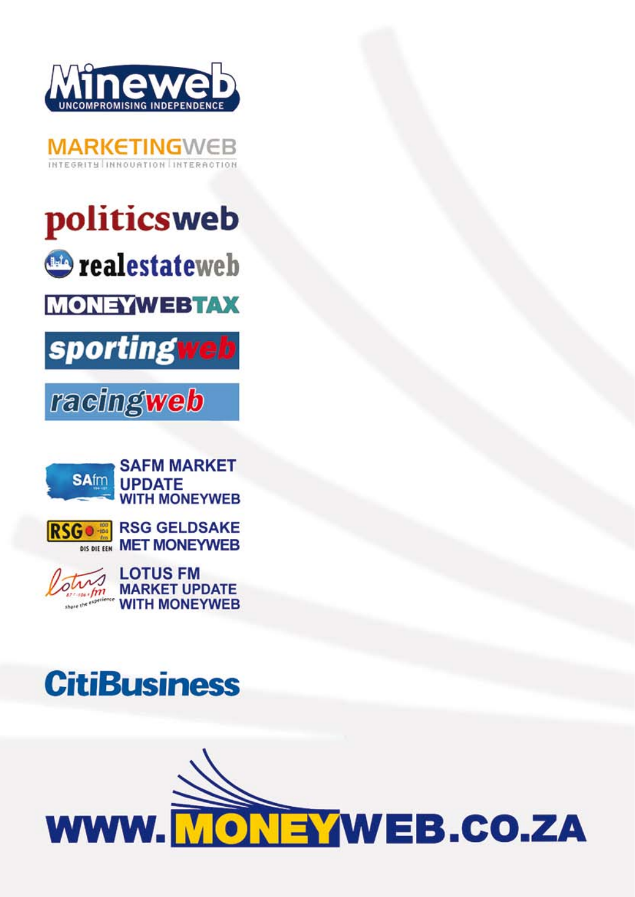Mineweb
UNCOMPROMISING INDEPENDENCE

MARKETINGWEB
INTEGRITY | INNOVATION | INTERACTION

politicsweb

realestateweb

MONEYWEBTAX

sportingweb

racingweb

SAFM MARKET UPDATE WITH MONEYWEB

RSG GELDSAKE MET MONEYWEB

LOTUS FM MARKET UPDATE WITH MONEYWEB

CitiBusiness

WWW.MONEYWEB.CO.ZA